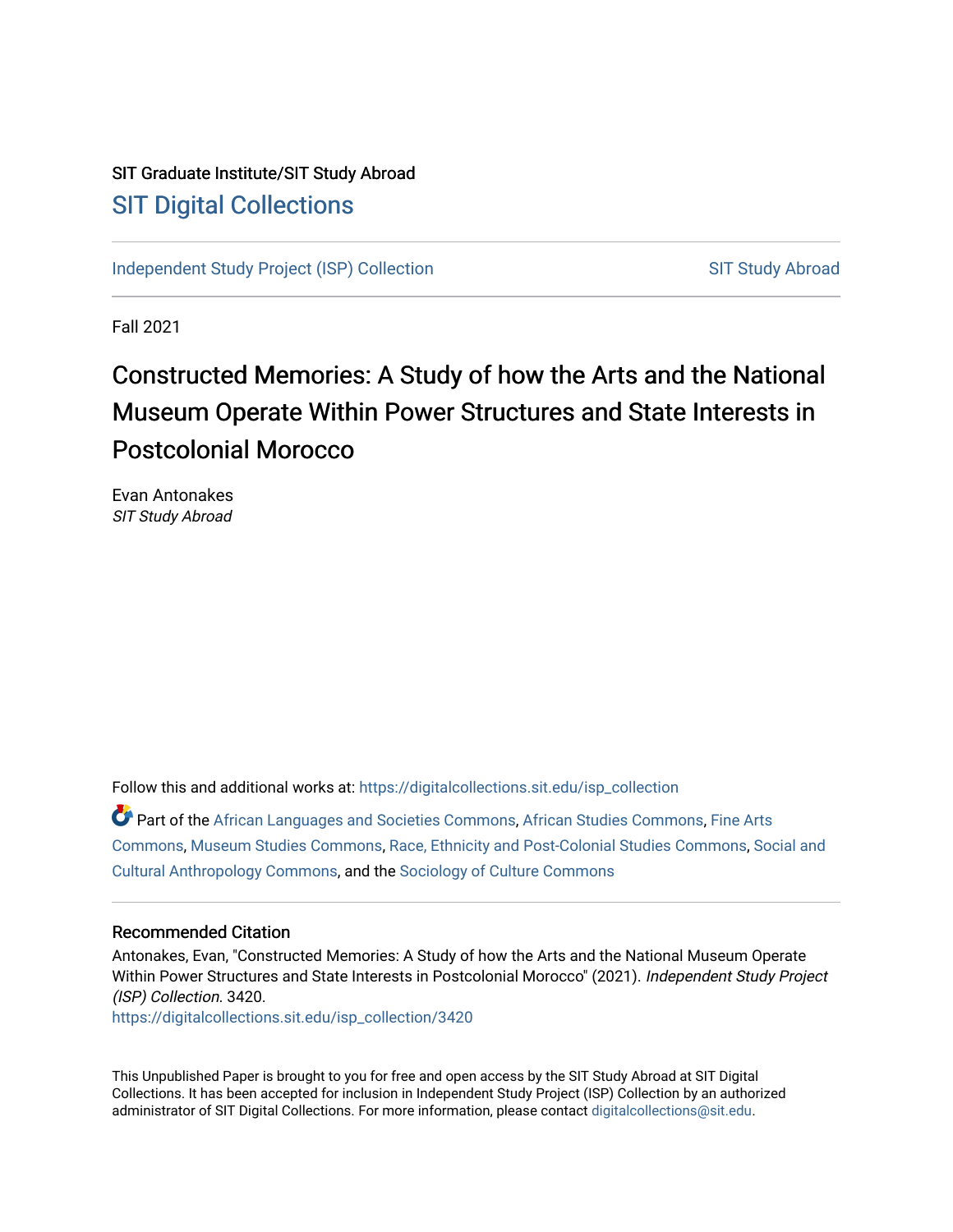SIT Graduate Institute/SIT Study Abroad

# SIT Digital Collections

Independent Study Project (ISP) Collection | SIT Study Abroad

Fall 2021

# Constructed Memories: A Study of how the Arts and the National Museum Operate Within Power Structures and State Interests in Postcolonial Morocco

Evan Antonakes
*SIT Study Abroad*

Follow this and additional works at: https://digitalcollections.sit.edu/isp_collection

Part of the African Languages and Societies Commons, African Studies Commons, Fine Arts Commons, Museum Studies Commons, Race, Ethnicity and Post-Colonial Studies Commons, Social and Cultural Anthropology Commons, and the Sociology of Culture Commons

## Recommended Citation

Antonakes, Evan, "Constructed Memories: A Study of how the Arts and the National Museum Operate Within Power Structures and State Interests in Postcolonial Morocco" (2021). *Independent Study Project (ISP) Collection*. 3420.
https://digitalcollections.sit.edu/isp_collection/3420

This Unpublished Paper is brought to you for free and open access by the SIT Study Abroad at SIT Digital Collections. It has been accepted for inclusion in Independent Study Project (ISP) Collection by an authorized administrator of SIT Digital Collections. For more information, please contact digitalcollections@sit.edu.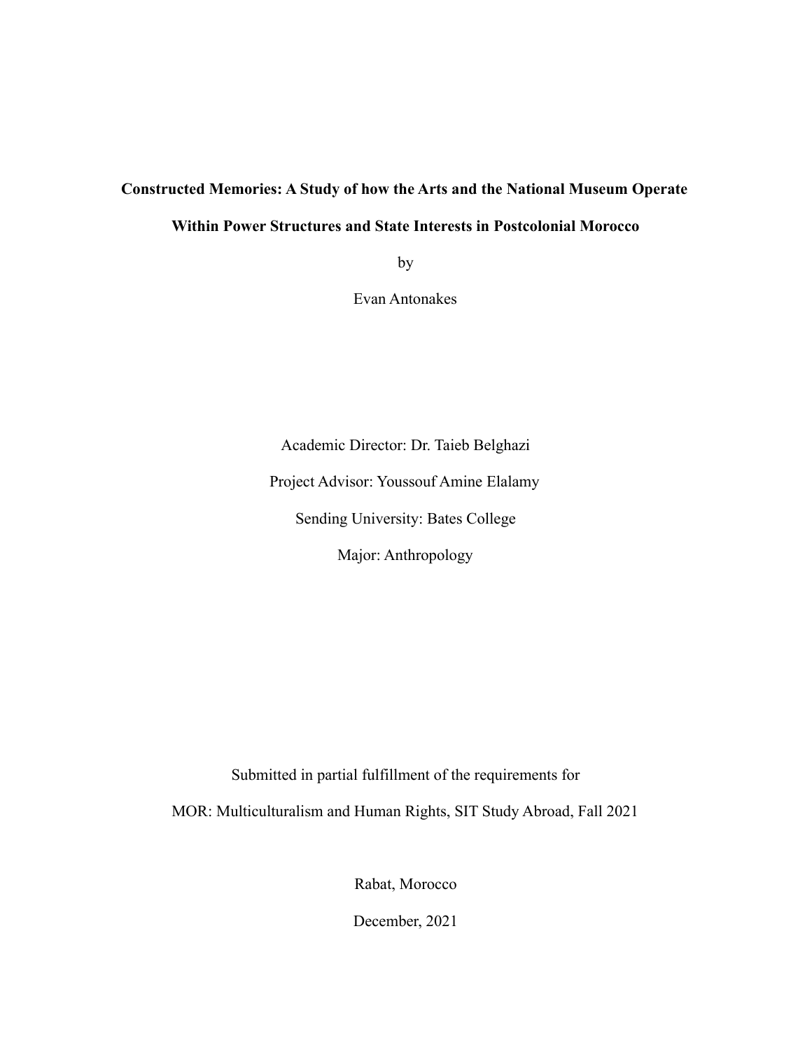**Constructed Memories: A Study of how the Arts and the National Museum Operate Within Power Structures and State Interests in Postcolonial Morocco**

by

Evan Antonakes

Academic Director: Dr. Taieb Belghazi

Project Advisor: Youssouf Amine Elalamy

Sending University: Bates College

Major: Anthropology

Submitted in partial fulfillment of the requirements for

MOR: Multiculturalism and Human Rights, SIT Study Abroad, Fall 2021

Rabat, Morocco

December, 2021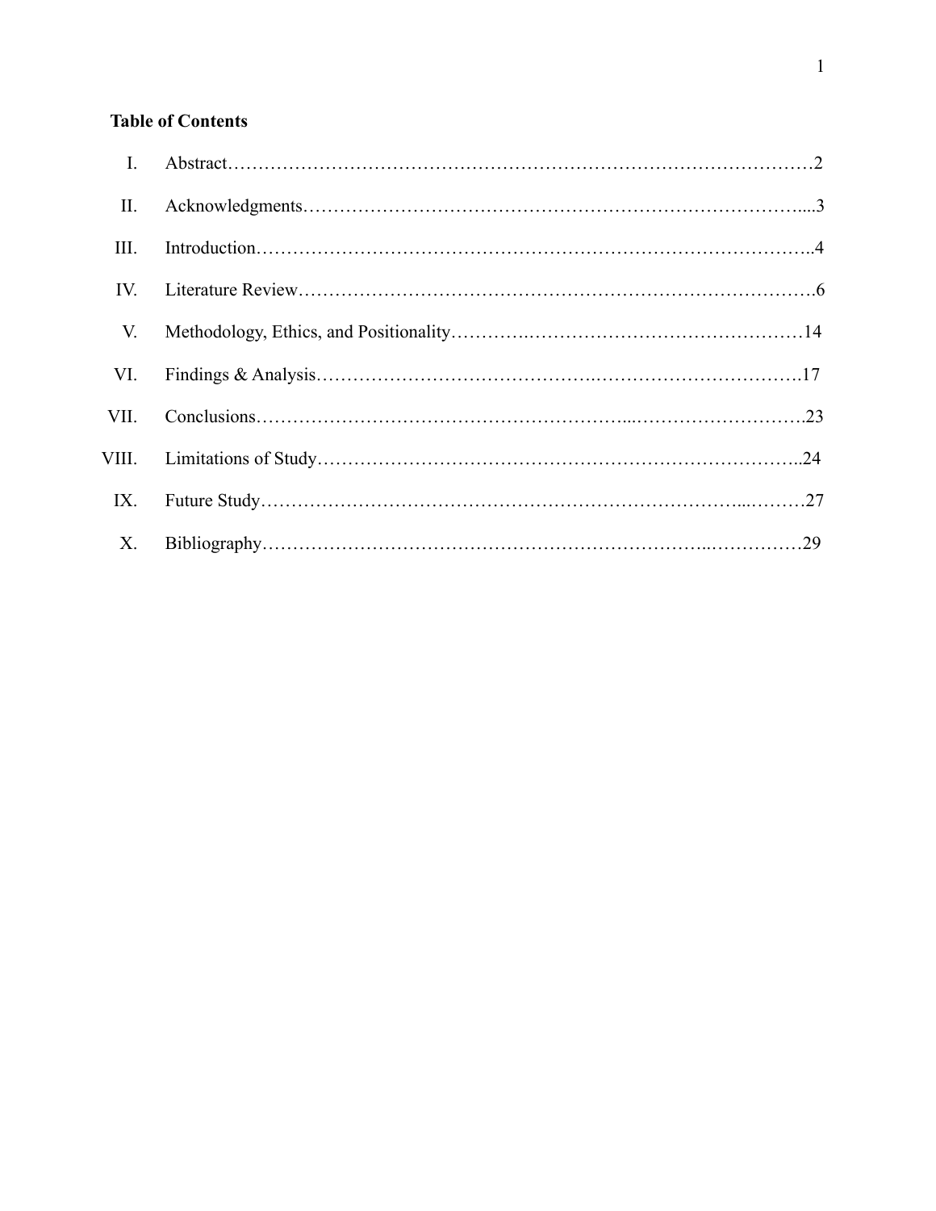**Table of Contents**

I. Abstract……………………………………………………………………………………2

II. Acknowledgments…………………………………………………………………………...3

III. Introduction…………………………………………………………………………..4

IV. Literature Review…………………………………………………………………….6

V. Methodology, Ethics, and Positionality…………………………………………………14

VI. Findings & Analysis…………………………………………………………………….17

VII. Conclusions……………………………………………………………………………….23

VIII. Limitations of Study………………………………………………………………..24

IX. Future Study……………………………………………………………………………27

X. Bibliography……………………………………………………………………………29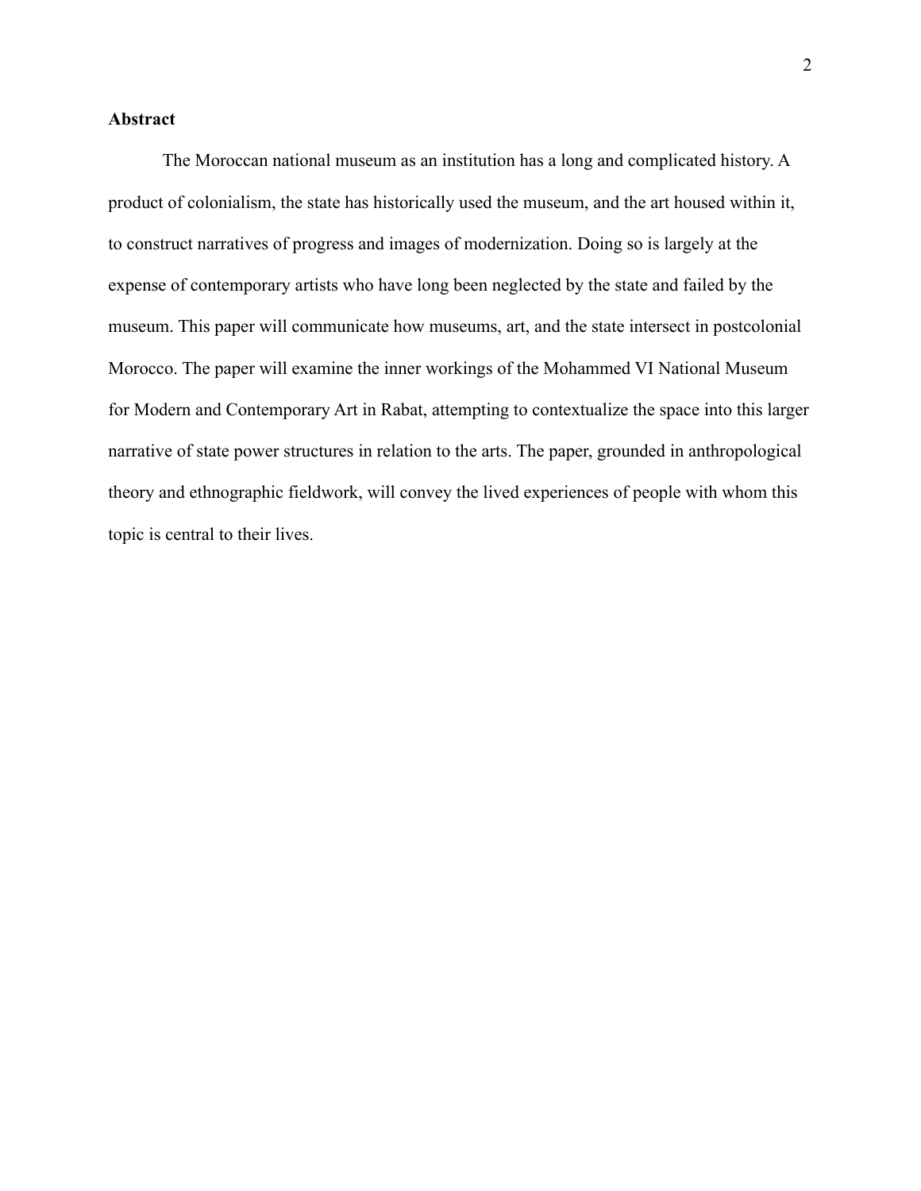## Abstract

The Moroccan national museum as an institution has a long and complicated history. A product of colonialism, the state has historically used the museum, and the art housed within it, to construct narratives of progress and images of modernization. Doing so is largely at the expense of contemporary artists who have long been neglected by the state and failed by the museum. This paper will communicate how museums, art, and the state intersect in postcolonial Morocco. The paper will examine the inner workings of the Mohammed VI National Museum for Modern and Contemporary Art in Rabat, attempting to contextualize the space into this larger narrative of state power structures in relation to the arts. The paper, grounded in anthropological theory and ethnographic fieldwork, will convey the lived experiences of people with whom this topic is central to their lives.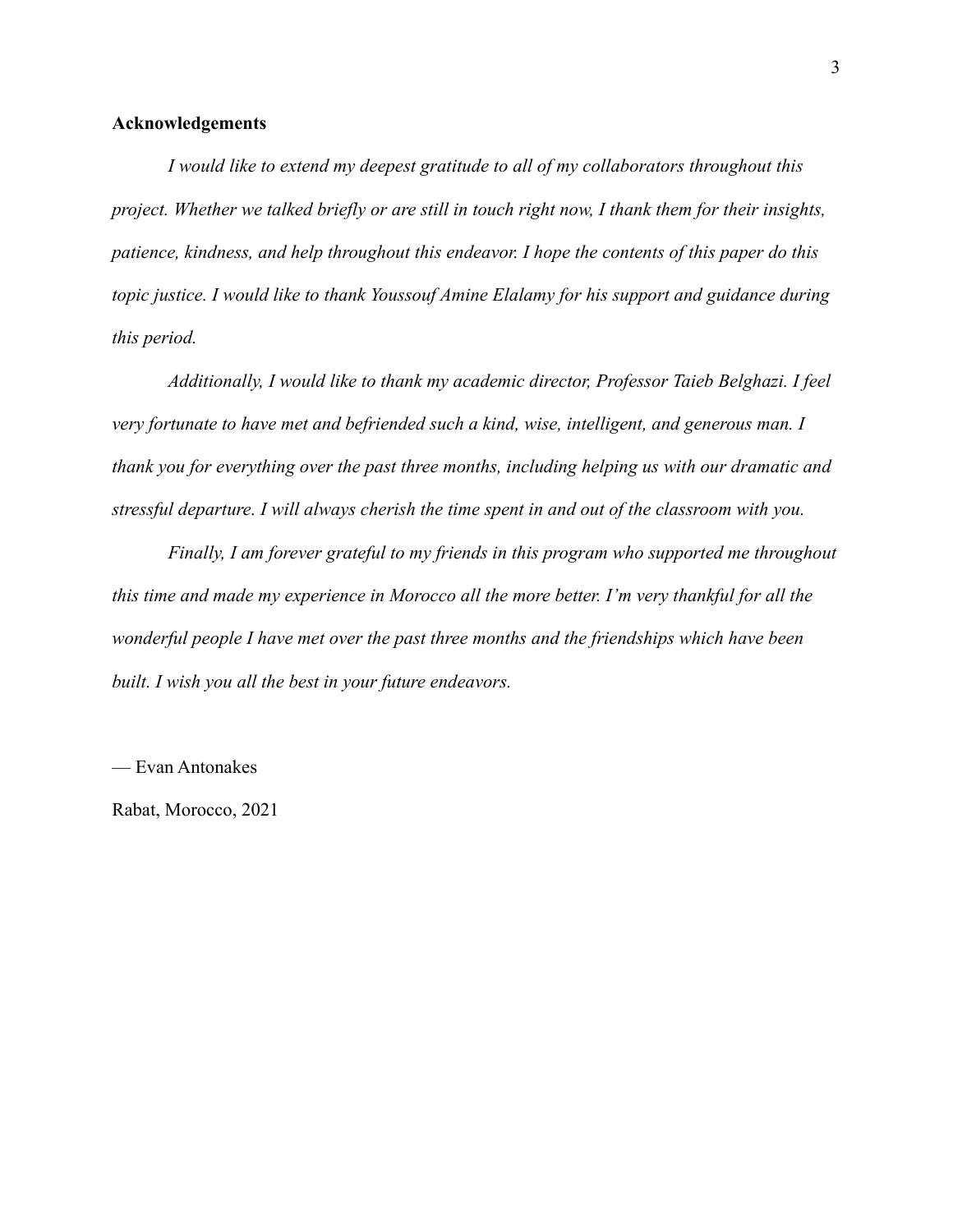**Acknowledgements**

*I would like to extend my deepest gratitude to all of my collaborators throughout this project. Whether we talked briefly or are still in touch right now, I thank them for their insights, patience, kindness, and help throughout this endeavor. I hope the contents of this paper do this topic justice. I would like to thank Youssouf Amine Elalamy for his support and guidance during this period.*

*Additionally, I would like to thank my academic director, Professor Taieb Belghazi. I feel very fortunate to have met and befriended such a kind, wise, intelligent, and generous man. I thank you for everything over the past three months, including helping us with our dramatic and stressful departure. I will always cherish the time spent in and out of the classroom with you.*

*Finally, I am forever grateful to my friends in this program who supported me throughout this time and made my experience in Morocco all the more better. I'm very thankful for all the wonderful people I have met over the past three months and the friendships which have been built. I wish you all the best in your future endeavors.*

— Evan Antonakes

Rabat, Morocco, 2021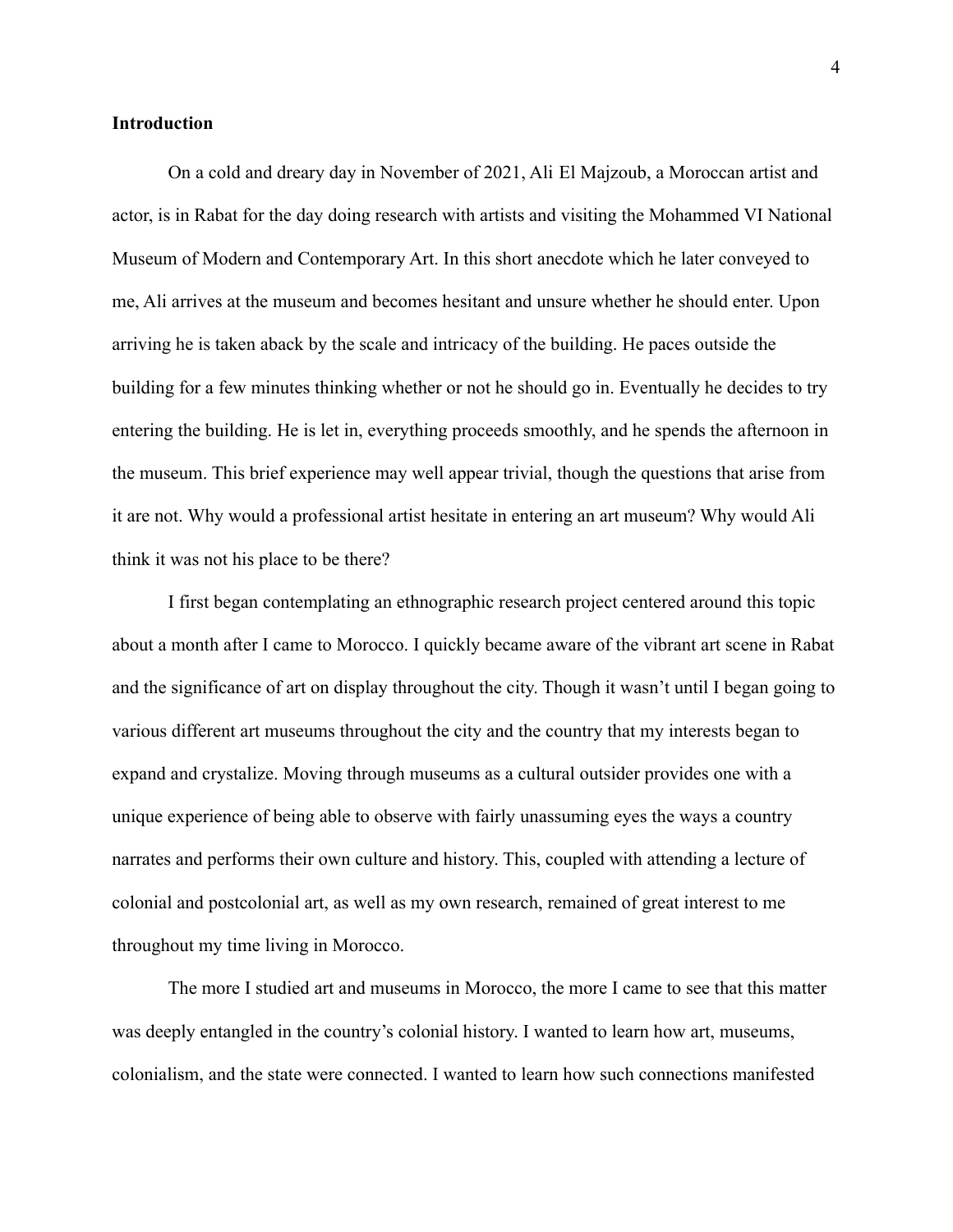**Introduction**

On a cold and dreary day in November of 2021, Ali El Majzoub, a Moroccan artist and actor, is in Rabat for the day doing research with artists and visiting the Mohammed VI National Museum of Modern and Contemporary Art. In this short anecdote which he later conveyed to me, Ali arrives at the museum and becomes hesitant and unsure whether he should enter. Upon arriving he is taken aback by the scale and intricacy of the building. He paces outside the building for a few minutes thinking whether or not he should go in. Eventually he decides to try entering the building. He is let in, everything proceeds smoothly, and he spends the afternoon in the museum. This brief experience may well appear trivial, though the questions that arise from it are not. Why would a professional artist hesitate in entering an art museum? Why would Ali think it was not his place to be there?

I first began contemplating an ethnographic research project centered around this topic about a month after I came to Morocco. I quickly became aware of the vibrant art scene in Rabat and the significance of art on display throughout the city. Though it wasn't until I began going to various different art museums throughout the city and the country that my interests began to expand and crystalize. Moving through museums as a cultural outsider provides one with a unique experience of being able to observe with fairly unassuming eyes the ways a country narrates and performs their own culture and history. This, coupled with attending a lecture of colonial and postcolonial art, as well as my own research, remained of great interest to me throughout my time living in Morocco.

The more I studied art and museums in Morocco, the more I came to see that this matter was deeply entangled in the country's colonial history. I wanted to learn how art, museums, colonialism, and the state were connected. I wanted to learn how such connections manifested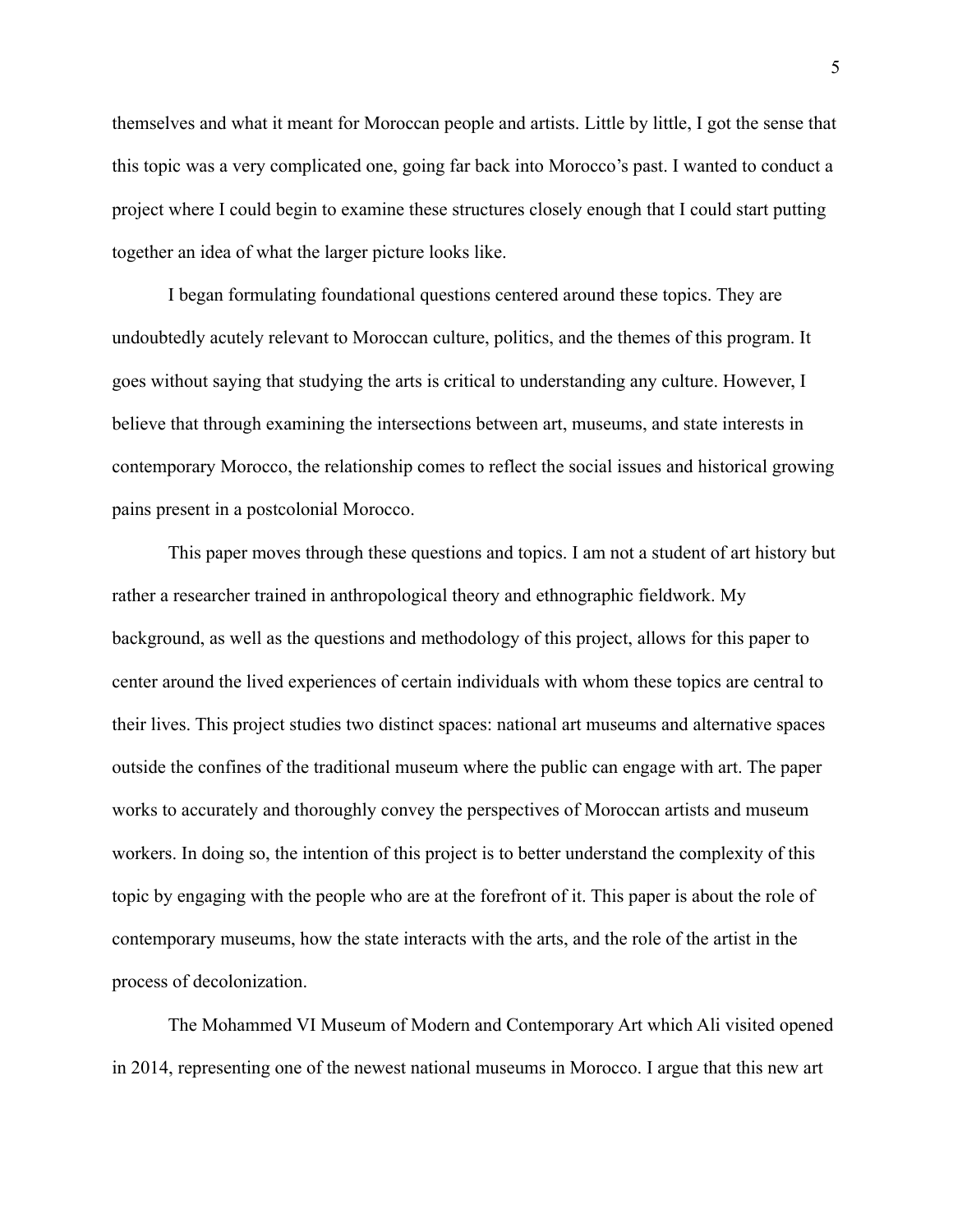themselves and what it meant for Moroccan people and artists. Little by little, I got the sense that this topic was a very complicated one, going far back into Morocco's past. I wanted to conduct a project where I could begin to examine these structures closely enough that I could start putting together an idea of what the larger picture looks like.

I began formulating foundational questions centered around these topics. They are undoubtedly acutely relevant to Moroccan culture, politics, and the themes of this program. It goes without saying that studying the arts is critical to understanding any culture. However, I believe that through examining the intersections between art, museums, and state interests in contemporary Morocco, the relationship comes to reflect the social issues and historical growing pains present in a postcolonial Morocco.

This paper moves through these questions and topics. I am not a student of art history but rather a researcher trained in anthropological theory and ethnographic fieldwork. My background, as well as the questions and methodology of this project, allows for this paper to center around the lived experiences of certain individuals with whom these topics are central to their lives. This project studies two distinct spaces: national art museums and alternative spaces outside the confines of the traditional museum where the public can engage with art. The paper works to accurately and thoroughly convey the perspectives of Moroccan artists and museum workers. In doing so, the intention of this project is to better understand the complexity of this topic by engaging with the people who are at the forefront of it. This paper is about the role of contemporary museums, how the state interacts with the arts, and the role of the artist in the process of decolonization.

The Mohammed VI Museum of Modern and Contemporary Art which Ali visited opened in 2014, representing one of the newest national museums in Morocco. I argue that this new art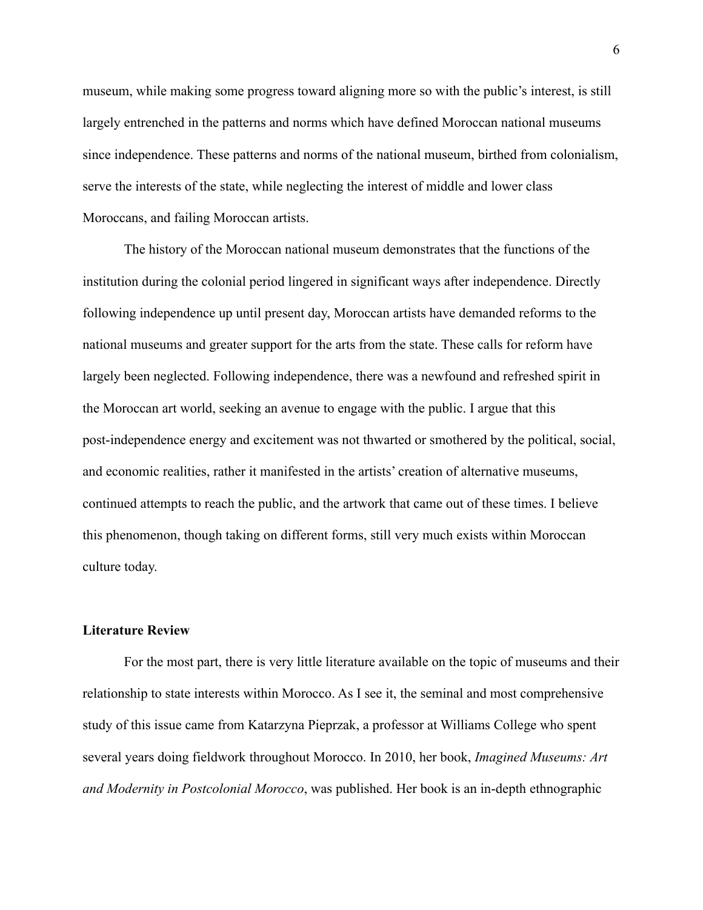museum, while making some progress toward aligning more so with the public's interest, is still largely entrenched in the patterns and norms which have defined Moroccan national museums since independence. These patterns and norms of the national museum, birthed from colonialism, serve the interests of the state, while neglecting the interest of middle and lower class Moroccans, and failing Moroccan artists.

The history of the Moroccan national museum demonstrates that the functions of the institution during the colonial period lingered in significant ways after independence. Directly following independence up until present day, Moroccan artists have demanded reforms to the national museums and greater support for the arts from the state. These calls for reform have largely been neglected. Following independence, there was a newfound and refreshed spirit in the Moroccan art world, seeking an avenue to engage with the public. I argue that this post-independence energy and excitement was not thwarted or smothered by the political, social, and economic realities, rather it manifested in the artists' creation of alternative museums, continued attempts to reach the public, and the artwork that came out of these times. I believe this phenomenon, though taking on different forms, still very much exists within Moroccan culture today.

## Literature Review

For the most part, there is very little literature available on the topic of museums and their relationship to state interests within Morocco. As I see it, the seminal and most comprehensive study of this issue came from Katarzyna Pieprzak, a professor at Williams College who spent several years doing fieldwork throughout Morocco. In 2010, her book, *Imagined Museums: Art and Modernity in Postcolonial Morocco*, was published. Her book is an in-depth ethnographic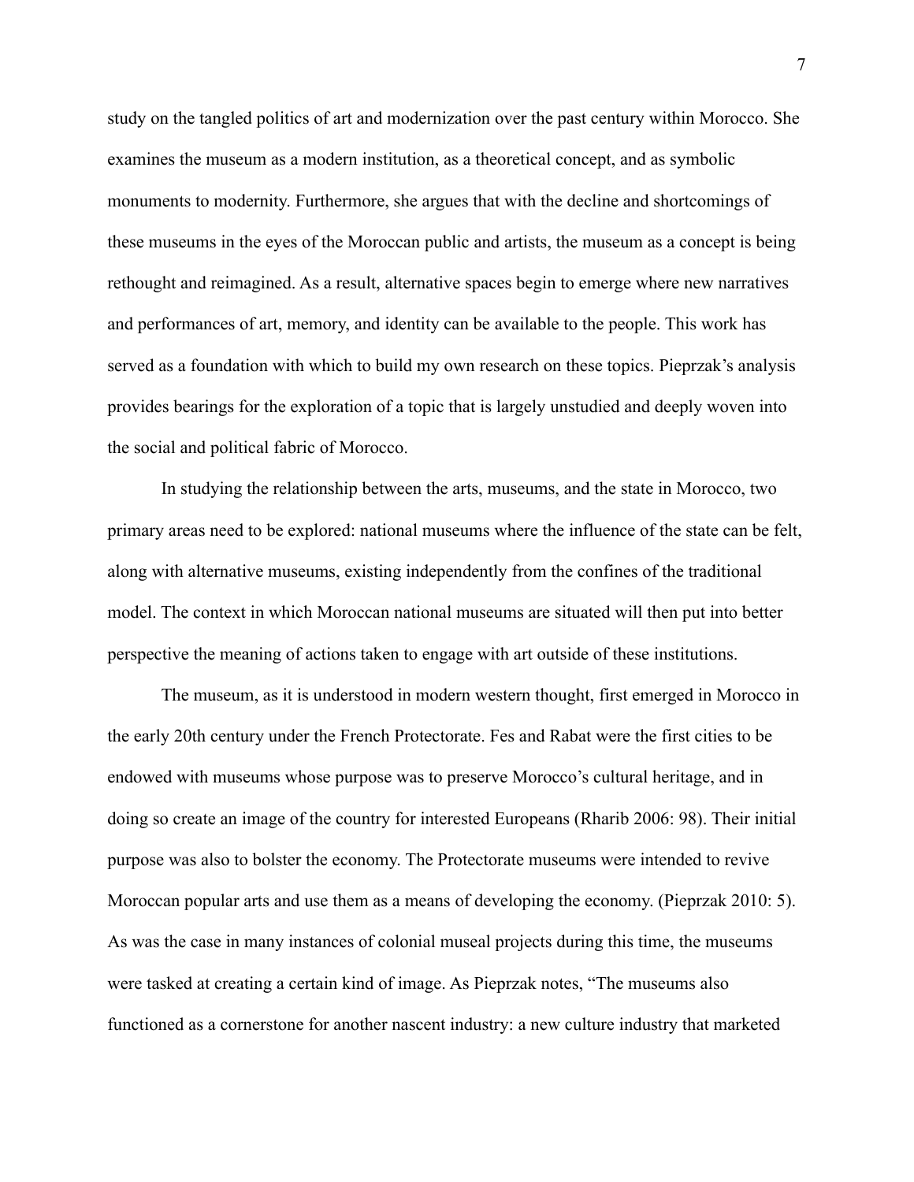study on the tangled politics of art and modernization over the past century within Morocco. She examines the museum as a modern institution, as a theoretical concept, and as symbolic monuments to modernity. Furthermore, she argues that with the decline and shortcomings of these museums in the eyes of the Moroccan public and artists, the museum as a concept is being rethought and reimagined. As a result, alternative spaces begin to emerge where new narratives and performances of art, memory, and identity can be available to the people. This work has served as a foundation with which to build my own research on these topics. Pieprzak's analysis provides bearings for the exploration of a topic that is largely unstudied and deeply woven into the social and political fabric of Morocco.

In studying the relationship between the arts, museums, and the state in Morocco, two primary areas need to be explored: national museums where the influence of the state can be felt, along with alternative museums, existing independently from the confines of the traditional model. The context in which Moroccan national museums are situated will then put into better perspective the meaning of actions taken to engage with art outside of these institutions.

The museum, as it is understood in modern western thought, first emerged in Morocco in the early 20th century under the French Protectorate. Fes and Rabat were the first cities to be endowed with museums whose purpose was to preserve Morocco's cultural heritage, and in doing so create an image of the country for interested Europeans (Rharib 2006: 98). Their initial purpose was also to bolster the economy. The Protectorate museums were intended to revive Moroccan popular arts and use them as a means of developing the economy. (Pieprzak 2010: 5). As was the case in many instances of colonial museal projects during this time, the museums were tasked at creating a certain kind of image. As Pieprzak notes, "The museums also functioned as a cornerstone for another nascent industry: a new culture industry that marketed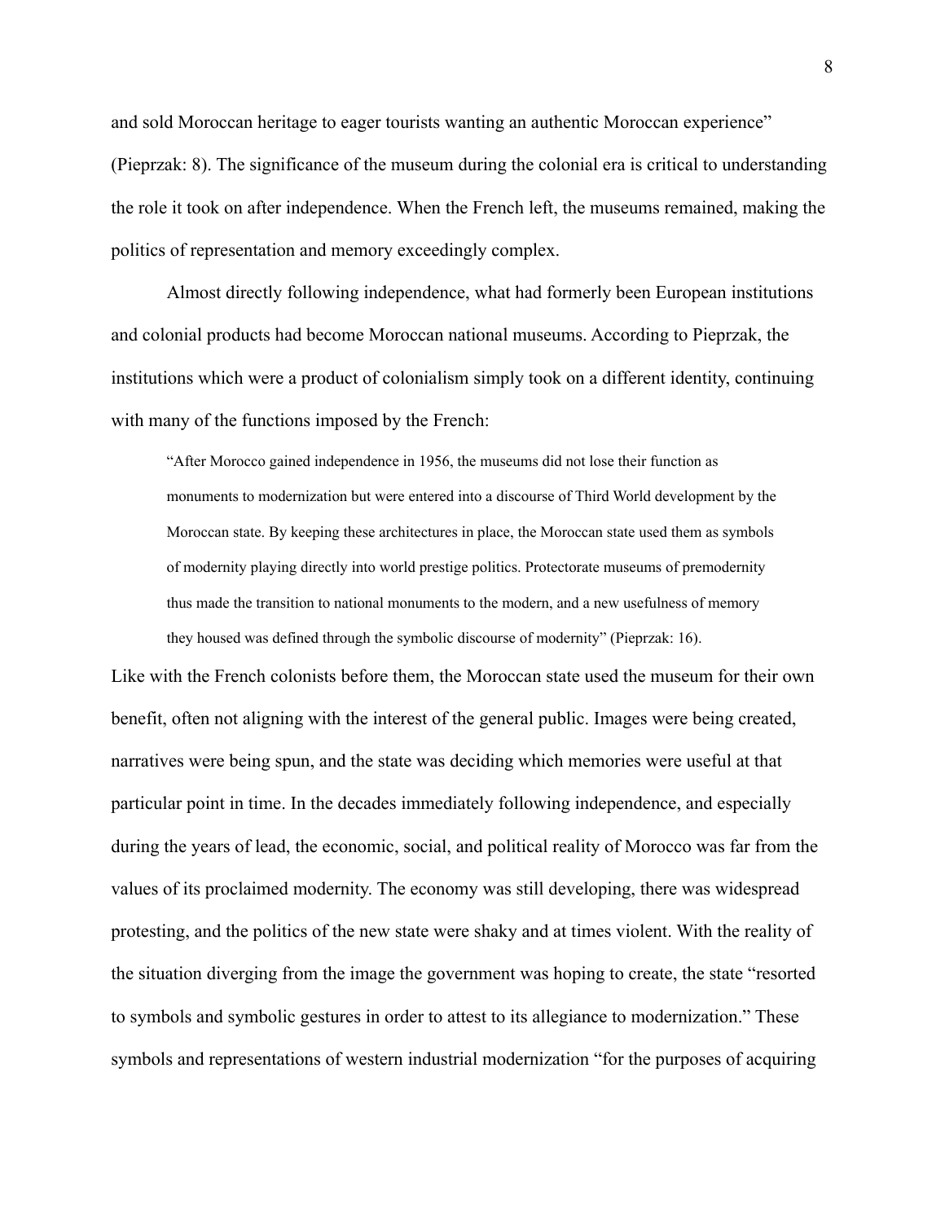and sold Moroccan heritage to eager tourists wanting an authentic Moroccan experience" (Pieprzak: 8). The significance of the museum during the colonial era is critical to understanding the role it took on after independence. When the French left, the museums remained, making the politics of representation and memory exceedingly complex.

Almost directly following independence, what had formerly been European institutions and colonial products had become Moroccan national museums. According to Pieprzak, the institutions which were a product of colonialism simply took on a different identity, continuing with many of the functions imposed by the French:

> "After Morocco gained independence in 1956, the museums did not lose their function as monuments to modernization but were entered into a discourse of Third World development by the Moroccan state. By keeping these architectures in place, the Moroccan state used them as symbols of modernity playing directly into world prestige politics. Protectorate museums of premodernity thus made the transition to national monuments to the modern, and a new usefulness of memory they housed was defined through the symbolic discourse of modernity" (Pieprzak: 16).

Like with the French colonists before them, the Moroccan state used the museum for their own benefit, often not aligning with the interest of the general public. Images were being created, narratives were being spun, and the state was deciding which memories were useful at that particular point in time. In the decades immediately following independence, and especially during the years of lead, the economic, social, and political reality of Morocco was far from the values of its proclaimed modernity. The economy was still developing, there was widespread protesting, and the politics of the new state were shaky and at times violent. With the reality of the situation diverging from the image the government was hoping to create, the state "resorted to symbols and symbolic gestures in order to attest to its allegiance to modernization." These symbols and representations of western industrial modernization "for the purposes of acquiring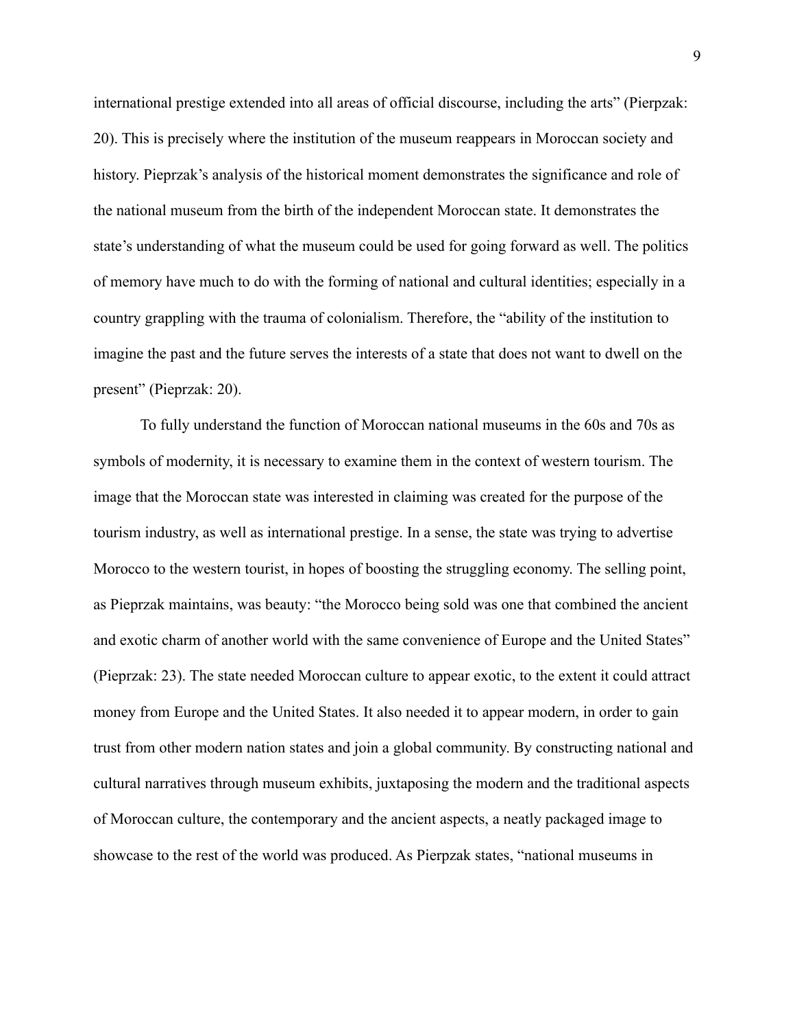international prestige extended into all areas of official discourse, including the arts" (Pierpzak: 20). This is precisely where the institution of the museum reappears in Moroccan society and history. Pieprzak's analysis of the historical moment demonstrates the significance and role of the national museum from the birth of the independent Moroccan state. It demonstrates the state's understanding of what the museum could be used for going forward as well. The politics of memory have much to do with the forming of national and cultural identities; especially in a country grappling with the trauma of colonialism. Therefore, the "ability of the institution to imagine the past and the future serves the interests of a state that does not want to dwell on the present" (Pieprzak: 20).

To fully understand the function of Moroccan national museums in the 60s and 70s as symbols of modernity, it is necessary to examine them in the context of western tourism. The image that the Moroccan state was interested in claiming was created for the purpose of the tourism industry, as well as international prestige. In a sense, the state was trying to advertise Morocco to the western tourist, in hopes of boosting the struggling economy. The selling point, as Pieprzak maintains, was beauty: "the Morocco being sold was one that combined the ancient and exotic charm of another world with the same convenience of Europe and the United States" (Pieprzak: 23). The state needed Moroccan culture to appear exotic, to the extent it could attract money from Europe and the United States. It also needed it to appear modern, in order to gain trust from other modern nation states and join a global community. By constructing national and cultural narratives through museum exhibits, juxtaposing the modern and the traditional aspects of Moroccan culture, the contemporary and the ancient aspects, a neatly packaged image to showcase to the rest of the world was produced. As Pierpzak states, "national museums in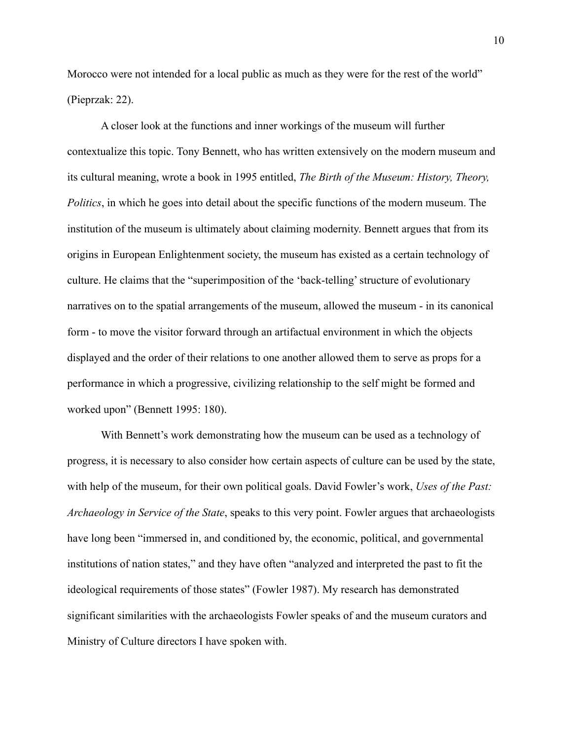Morocco were not intended for a local public as much as they were for the rest of the world" (Pieprzak: 22).

A closer look at the functions and inner workings of the museum will further contextualize this topic. Tony Bennett, who has written extensively on the modern museum and its cultural meaning, wrote a book in 1995 entitled, *The Birth of the Museum: History, Theory, Politics*, in which he goes into detail about the specific functions of the modern museum. The institution of the museum is ultimately about claiming modernity. Bennett argues that from its origins in European Enlightenment society, the museum has existed as a certain technology of culture. He claims that the "superimposition of the 'back-telling' structure of evolutionary narratives on to the spatial arrangements of the museum, allowed the museum - in its canonical form - to move the visitor forward through an artifactual environment in which the objects displayed and the order of their relations to one another allowed them to serve as props for a performance in which a progressive, civilizing relationship to the self might be formed and worked upon" (Bennett 1995: 180).

With Bennett's work demonstrating how the museum can be used as a technology of progress, it is necessary to also consider how certain aspects of culture can be used by the state, with help of the museum, for their own political goals. David Fowler's work, *Uses of the Past: Archaeology in Service of the State*, speaks to this very point. Fowler argues that archaeologists have long been "immersed in, and conditioned by, the economic, political, and governmental institutions of nation states," and they have often "analyzed and interpreted the past to fit the ideological requirements of those states" (Fowler 1987). My research has demonstrated significant similarities with the archaeologists Fowler speaks of and the museum curators and Ministry of Culture directors I have spoken with.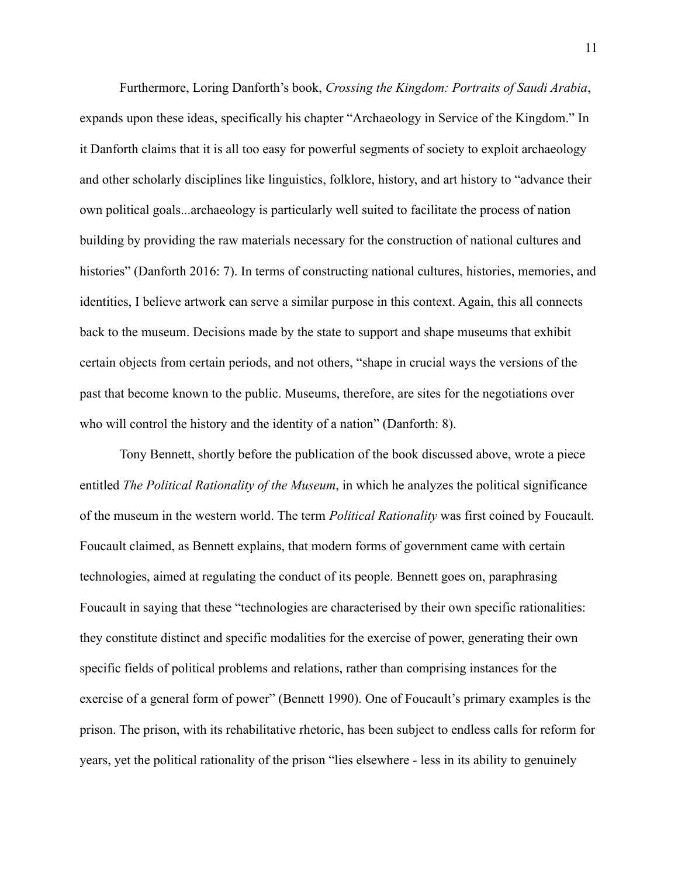Furthermore, Loring Danforth's book, *Crossing the Kingdom: Portraits of Saudi Arabia*, expands upon these ideas, specifically his chapter "Archaeology in Service of the Kingdom." In it Danforth claims that it is all too easy for powerful segments of society to exploit archaeology and other scholarly disciplines like linguistics, folklore, history, and art history to "advance their own political goals...archaeology is particularly well suited to facilitate the process of nation building by providing the raw materials necessary for the construction of national cultures and histories" (Danforth 2016: 7). In terms of constructing national cultures, histories, memories, and identities, I believe artwork can serve a similar purpose in this context. Again, this all connects back to the museum. Decisions made by the state to support and shape museums that exhibit certain objects from certain periods, and not others, "shape in crucial ways the versions of the past that become known to the public. Museums, therefore, are sites for the negotiations over who will control the history and the identity of a nation" (Danforth: 8).

Tony Bennett, shortly before the publication of the book discussed above, wrote a piece entitled *The Political Rationality of the Museum*, in which he analyzes the political significance of the museum in the western world. The term *Political Rationality* was first coined by Foucault. Foucault claimed, as Bennett explains, that modern forms of government came with certain technologies, aimed at regulating the conduct of its people. Bennett goes on, paraphrasing Foucault in saying that these "technologies are characterised by their own specific rationalities: they constitute distinct and specific modalities for the exercise of power, generating their own specific fields of political problems and relations, rather than comprising instances for the exercise of a general form of power" (Bennett 1990). One of Foucault's primary examples is the prison. The prison, with its rehabilitative rhetoric, has been subject to endless calls for reform for years, yet the political rationality of the prison "lies elsewhere - less in its ability to genuinely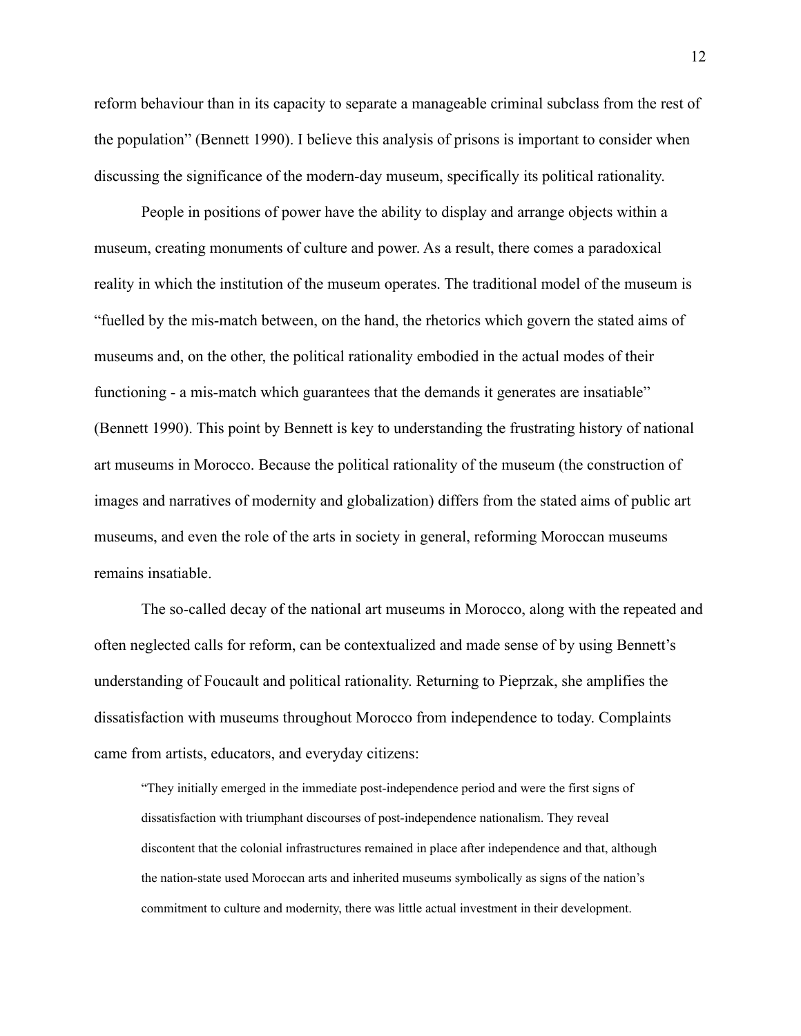reform behaviour than in its capacity to separate a manageable criminal subclass from the rest of the population" (Bennett 1990). I believe this analysis of prisons is important to consider when discussing the significance of the modern-day museum, specifically its political rationality.

People in positions of power have the ability to display and arrange objects within a museum, creating monuments of culture and power. As a result, there comes a paradoxical reality in which the institution of the museum operates. The traditional model of the museum is "fuelled by the mis-match between, on the hand, the rhetorics which govern the stated aims of museums and, on the other, the political rationality embodied in the actual modes of their functioning - a mis-match which guarantees that the demands it generates are insatiable" (Bennett 1990). This point by Bennett is key to understanding the frustrating history of national art museums in Morocco. Because the political rationality of the museum (the construction of images and narratives of modernity and globalization) differs from the stated aims of public art museums, and even the role of the arts in society in general, reforming Moroccan museums remains insatiable.

The so-called decay of the national art museums in Morocco, along with the repeated and often neglected calls for reform, can be contextualized and made sense of by using Bennett's understanding of Foucault and political rationality. Returning to Pieprzak, she amplifies the dissatisfaction with museums throughout Morocco from independence to today. Complaints came from artists, educators, and everyday citizens:

> "They initially emerged in the immediate post-independence period and were the first signs of dissatisfaction with triumphant discourses of post-independence nationalism. They reveal discontent that the colonial infrastructures remained in place after independence and that, although the nation-state used Moroccan arts and inherited museums symbolically as signs of the nation's commitment to culture and modernity, there was little actual investment in their development.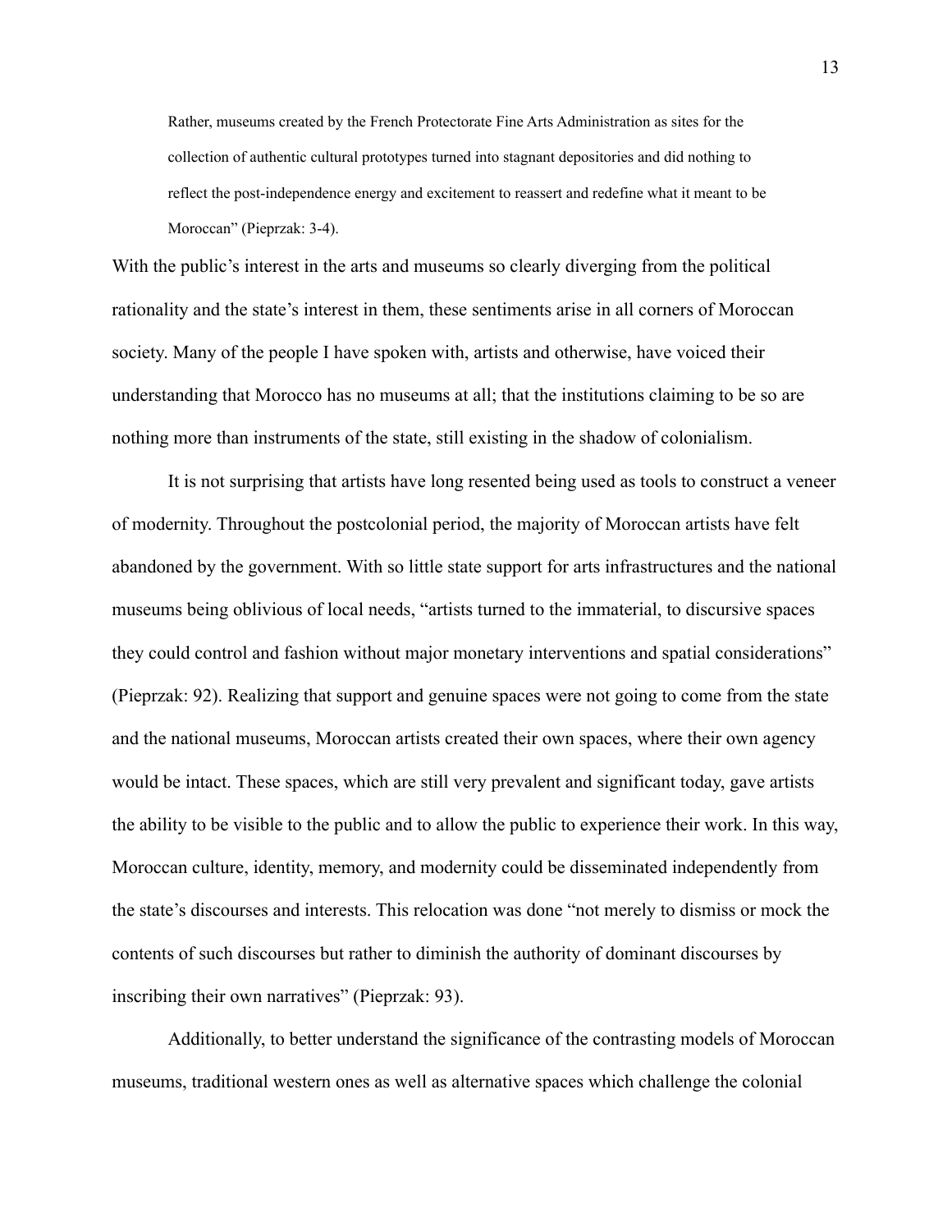> Rather, museums created by the French Protectorate Fine Arts Administration as sites for the collection of authentic cultural prototypes turned into stagnant depositories and did nothing to reflect the post-independence energy and excitement to reassert and redefine what it meant to be Moroccan" (Pieprzak: 3-4).

With the public's interest in the arts and museums so clearly diverging from the political rationality and the state's interest in them, these sentiments arise in all corners of Moroccan society. Many of the people I have spoken with, artists and otherwise, have voiced their understanding that Morocco has no museums at all; that the institutions claiming to be so are nothing more than instruments of the state, still existing in the shadow of colonialism.

It is not surprising that artists have long resented being used as tools to construct a veneer of modernity. Throughout the postcolonial period, the majority of Moroccan artists have felt abandoned by the government. With so little state support for arts infrastructures and the national museums being oblivious of local needs, "artists turned to the immaterial, to discursive spaces they could control and fashion without major monetary interventions and spatial considerations" (Pieprzak: 92). Realizing that support and genuine spaces were not going to come from the state and the national museums, Moroccan artists created their own spaces, where their own agency would be intact. These spaces, which are still very prevalent and significant today, gave artists the ability to be visible to the public and to allow the public to experience their work. In this way, Moroccan culture, identity, memory, and modernity could be disseminated independently from the state's discourses and interests. This relocation was done "not merely to dismiss or mock the contents of such discourses but rather to diminish the authority of dominant discourses by inscribing their own narratives" (Pieprzak: 93).

Additionally, to better understand the significance of the contrasting models of Moroccan museums, traditional western ones as well as alternative spaces which challenge the colonial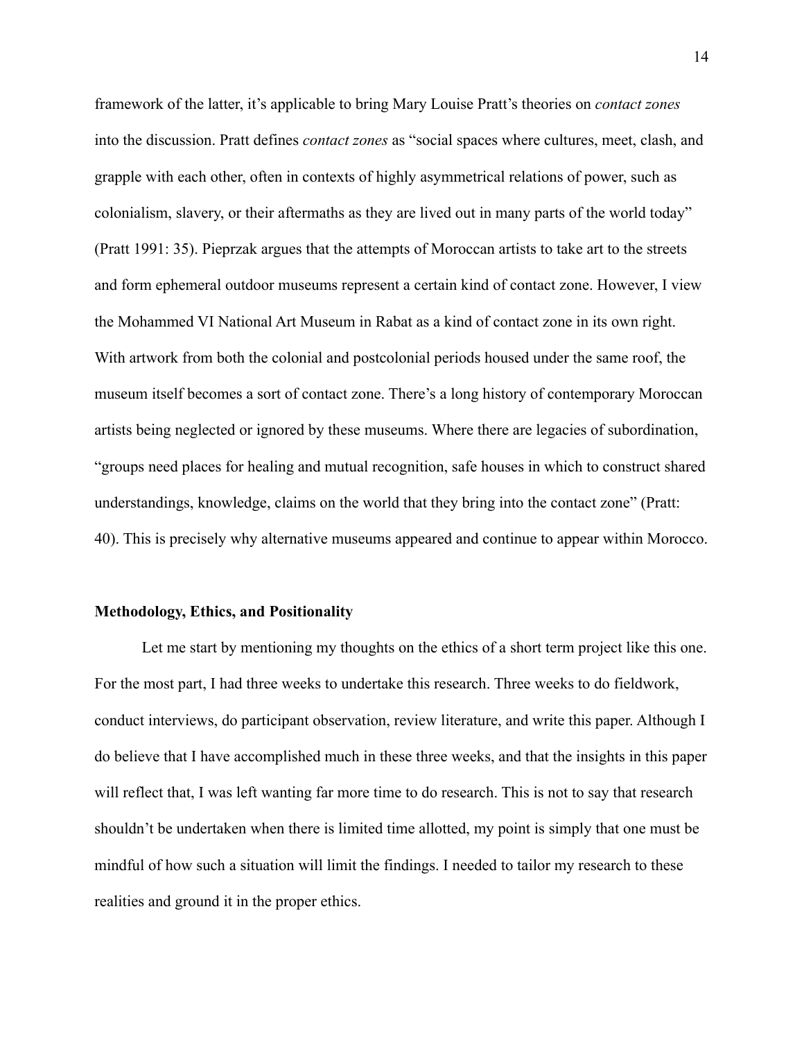framework of the latter, it's applicable to bring Mary Louise Pratt's theories on *contact zones* into the discussion. Pratt defines *contact zones* as "social spaces where cultures, meet, clash, and grapple with each other, often in contexts of highly asymmetrical relations of power, such as colonialism, slavery, or their aftermaths as they are lived out in many parts of the world today" (Pratt 1991: 35). Pieprzak argues that the attempts of Moroccan artists to take art to the streets and form ephemeral outdoor museums represent a certain kind of contact zone. However, I view the Mohammed VI National Art Museum in Rabat as a kind of contact zone in its own right. With artwork from both the colonial and postcolonial periods housed under the same roof, the museum itself becomes a sort of contact zone. There's a long history of contemporary Moroccan artists being neglected or ignored by these museums. Where there are legacies of subordination, "groups need places for healing and mutual recognition, safe houses in which to construct shared understandings, knowledge, claims on the world that they bring into the contact zone" (Pratt: 40). This is precisely why alternative museums appeared and continue to appear within Morocco.

**Methodology, Ethics, and Positionality**

Let me start by mentioning my thoughts on the ethics of a short term project like this one. For the most part, I had three weeks to undertake this research. Three weeks to do fieldwork, conduct interviews, do participant observation, review literature, and write this paper. Although I do believe that I have accomplished much in these three weeks, and that the insights in this paper will reflect that, I was left wanting far more time to do research. This is not to say that research shouldn't be undertaken when there is limited time allotted, my point is simply that one must be mindful of how such a situation will limit the findings. I needed to tailor my research to these realities and ground it in the proper ethics.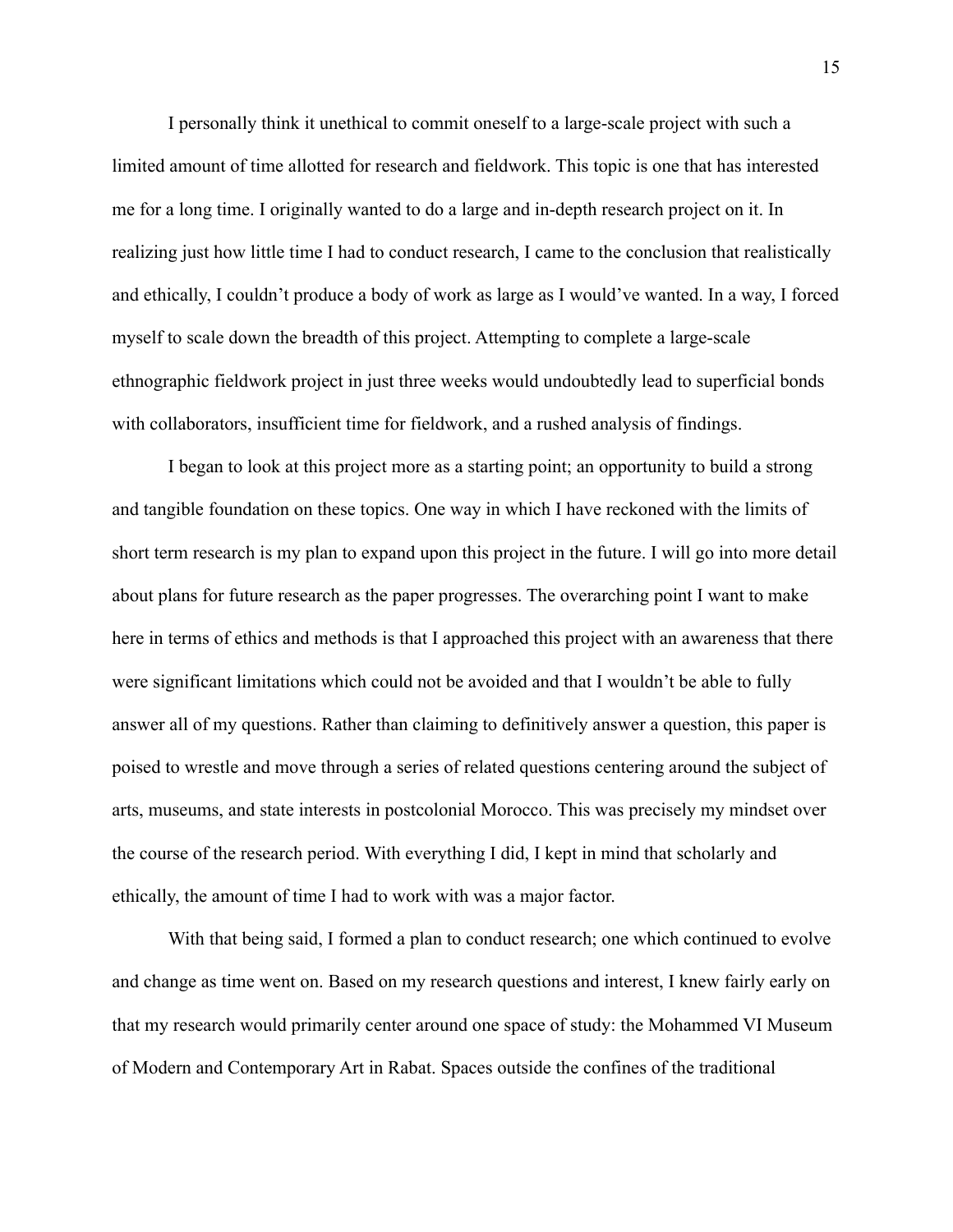I personally think it unethical to commit oneself to a large-scale project with such a limited amount of time allotted for research and fieldwork. This topic is one that has interested me for a long time. I originally wanted to do a large and in-depth research project on it. In realizing just how little time I had to conduct research, I came to the conclusion that realistically and ethically, I couldn't produce a body of work as large as I would've wanted. In a way, I forced myself to scale down the breadth of this project. Attempting to complete a large-scale ethnographic fieldwork project in just three weeks would undoubtedly lead to superficial bonds with collaborators, insufficient time for fieldwork, and a rushed analysis of findings.

I began to look at this project more as a starting point; an opportunity to build a strong and tangible foundation on these topics. One way in which I have reckoned with the limits of short term research is my plan to expand upon this project in the future. I will go into more detail about plans for future research as the paper progresses. The overarching point I want to make here in terms of ethics and methods is that I approached this project with an awareness that there were significant limitations which could not be avoided and that I wouldn't be able to fully answer all of my questions. Rather than claiming to definitively answer a question, this paper is poised to wrestle and move through a series of related questions centering around the subject of arts, museums, and state interests in postcolonial Morocco. This was precisely my mindset over the course of the research period. With everything I did, I kept in mind that scholarly and ethically, the amount of time I had to work with was a major factor.

With that being said, I formed a plan to conduct research; one which continued to evolve and change as time went on. Based on my research questions and interest, I knew fairly early on that my research would primarily center around one space of study: the Mohammed VI Museum of Modern and Contemporary Art in Rabat. Spaces outside the confines of the traditional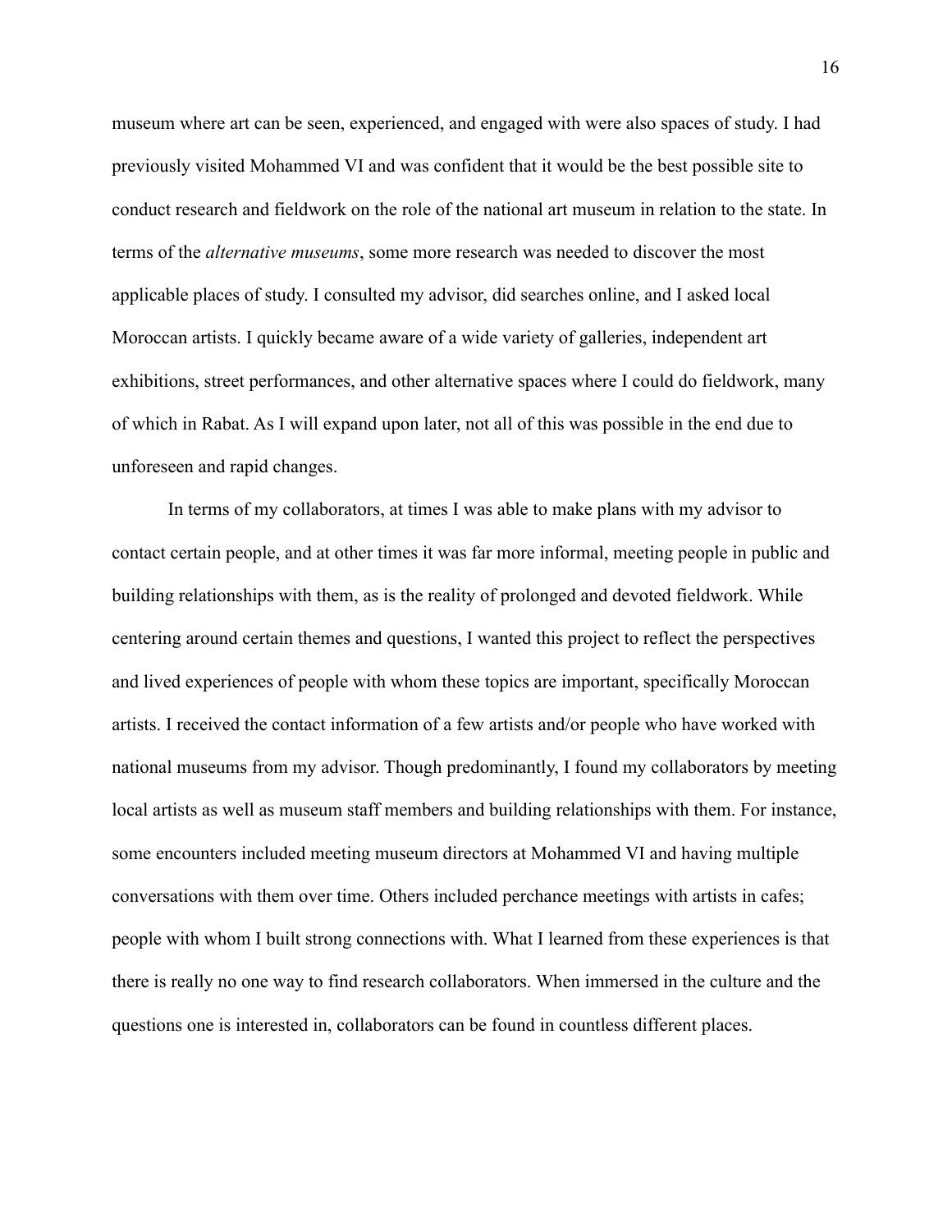museum where art can be seen, experienced, and engaged with were also spaces of study. I had previously visited Mohammed VI and was confident that it would be the best possible site to conduct research and fieldwork on the role of the national art museum in relation to the state. In terms of the *alternative museums*, some more research was needed to discover the most applicable places of study. I consulted my advisor, did searches online, and I asked local Moroccan artists. I quickly became aware of a wide variety of galleries, independent art exhibitions, street performances, and other alternative spaces where I could do fieldwork, many of which in Rabat. As I will expand upon later, not all of this was possible in the end due to unforeseen and rapid changes.

In terms of my collaborators, at times I was able to make plans with my advisor to contact certain people, and at other times it was far more informal, meeting people in public and building relationships with them, as is the reality of prolonged and devoted fieldwork. While centering around certain themes and questions, I wanted this project to reflect the perspectives and lived experiences of people with whom these topics are important, specifically Moroccan artists. I received the contact information of a few artists and/or people who have worked with national museums from my advisor. Though predominantly, I found my collaborators by meeting local artists as well as museum staff members and building relationships with them. For instance, some encounters included meeting museum directors at Mohammed VI and having multiple conversations with them over time. Others included perchance meetings with artists in cafes; people with whom I built strong connections with. What I learned from these experiences is that there is really no one way to find research collaborators. When immersed in the culture and the questions one is interested in, collaborators can be found in countless different places.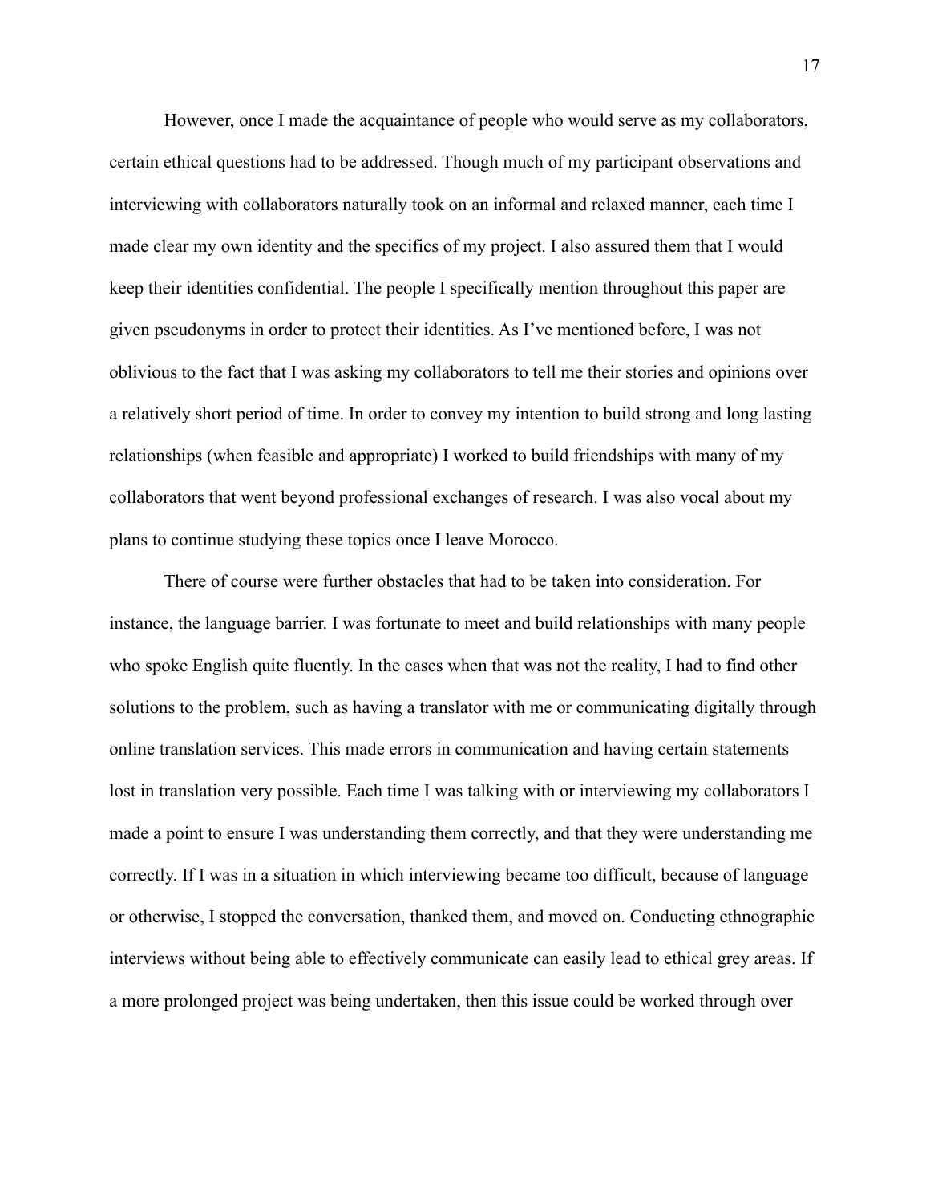However, once I made the acquaintance of people who would serve as my collaborators, certain ethical questions had to be addressed. Though much of my participant observations and interviewing with collaborators naturally took on an informal and relaxed manner, each time I made clear my own identity and the specifics of my project. I also assured them that I would keep their identities confidential. The people I specifically mention throughout this paper are given pseudonyms in order to protect their identities. As I've mentioned before, I was not oblivious to the fact that I was asking my collaborators to tell me their stories and opinions over a relatively short period of time. In order to convey my intention to build strong and long lasting relationships (when feasible and appropriate) I worked to build friendships with many of my collaborators that went beyond professional exchanges of research. I was also vocal about my plans to continue studying these topics once I leave Morocco.

There of course were further obstacles that had to be taken into consideration. For instance, the language barrier. I was fortunate to meet and build relationships with many people who spoke English quite fluently. In the cases when that was not the reality, I had to find other solutions to the problem, such as having a translator with me or communicating digitally through online translation services. This made errors in communication and having certain statements lost in translation very possible. Each time I was talking with or interviewing my collaborators I made a point to ensure I was understanding them correctly, and that they were understanding me correctly. If I was in a situation in which interviewing became too difficult, because of language or otherwise, I stopped the conversation, thanked them, and moved on. Conducting ethnographic interviews without being able to effectively communicate can easily lead to ethical grey areas. If a more prolonged project was being undertaken, then this issue could be worked through over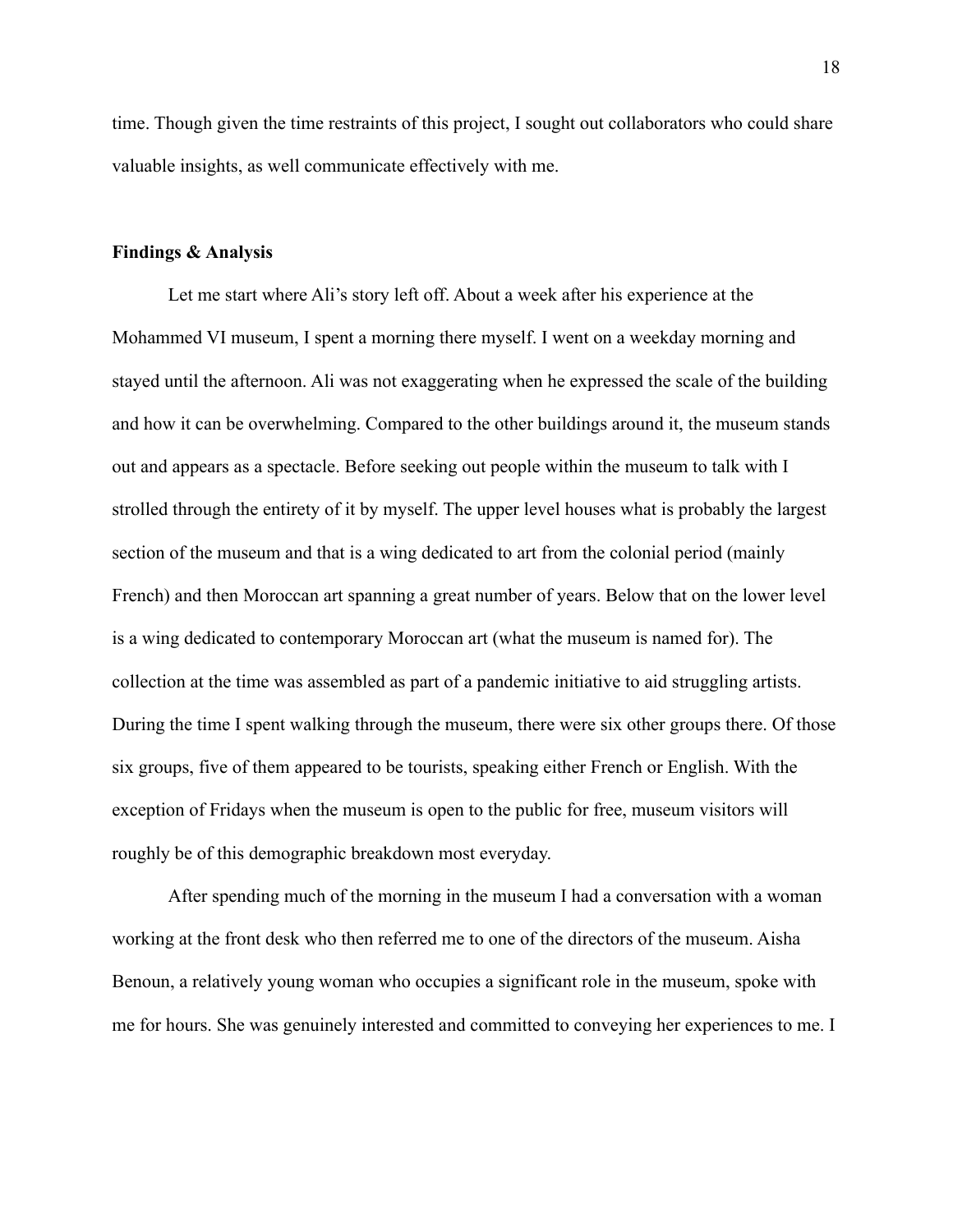time. Though given the time restraints of this project, I sought out collaborators who could share valuable insights, as well communicate effectively with me.

**Findings & Analysis**

Let me start where Ali's story left off. About a week after his experience at the Mohammed VI museum, I spent a morning there myself. I went on a weekday morning and stayed until the afternoon. Ali was not exaggerating when he expressed the scale of the building and how it can be overwhelming. Compared to the other buildings around it, the museum stands out and appears as a spectacle. Before seeking out people within the museum to talk with I strolled through the entirety of it by myself. The upper level houses what is probably the largest section of the museum and that is a wing dedicated to art from the colonial period (mainly French) and then Moroccan art spanning a great number of years. Below that on the lower level is a wing dedicated to contemporary Moroccan art (what the museum is named for). The collection at the time was assembled as part of a pandemic initiative to aid struggling artists. During the time I spent walking through the museum, there were six other groups there. Of those six groups, five of them appeared to be tourists, speaking either French or English. With the exception of Fridays when the museum is open to the public for free, museum visitors will roughly be of this demographic breakdown most everyday.

After spending much of the morning in the museum I had a conversation with a woman working at the front desk who then referred me to one of the directors of the museum. Aisha Benoun, a relatively young woman who occupies a significant role in the museum, spoke with me for hours. She was genuinely interested and committed to conveying her experiences to me. I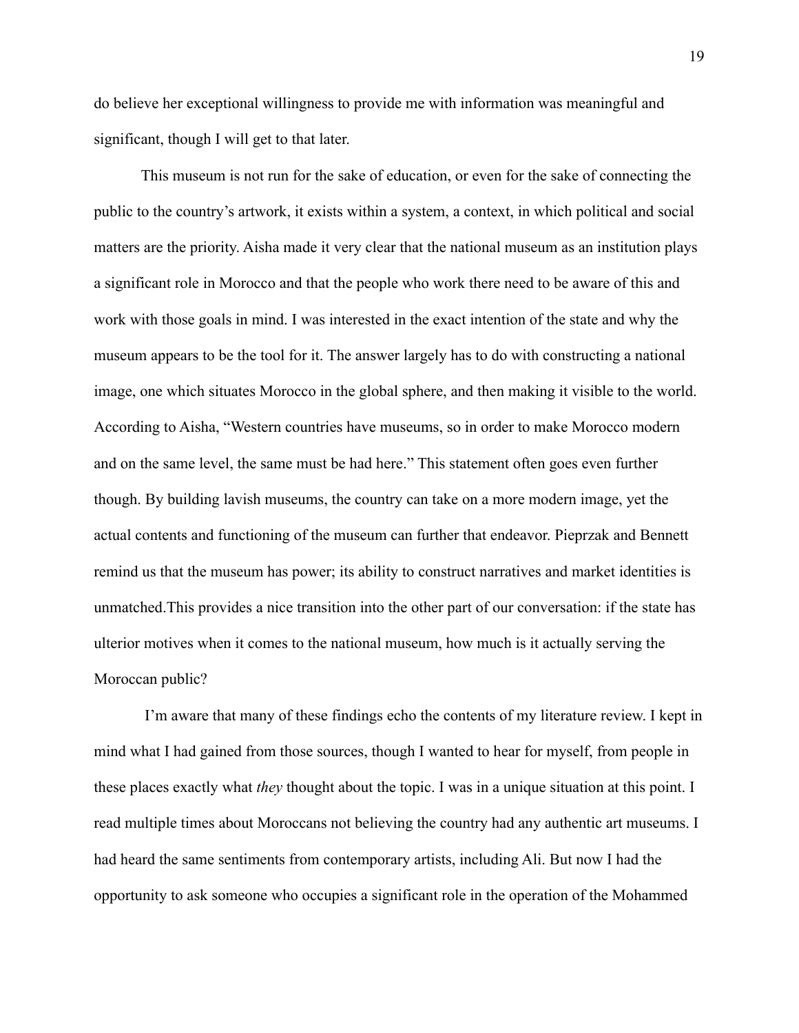do believe her exceptional willingness to provide me with information was meaningful and significant, though I will get to that later.

This museum is not run for the sake of education, or even for the sake of connecting the public to the country's artwork, it exists within a system, a context, in which political and social matters are the priority. Aisha made it very clear that the national museum as an institution plays a significant role in Morocco and that the people who work there need to be aware of this and work with those goals in mind. I was interested in the exact intention of the state and why the museum appears to be the tool for it. The answer largely has to do with constructing a national image, one which situates Morocco in the global sphere, and then making it visible to the world. According to Aisha, "Western countries have museums, so in order to make Morocco modern and on the same level, the same must be had here." This statement often goes even further though. By building lavish museums, the country can take on a more modern image, yet the actual contents and functioning of the museum can further that endeavor. Pieprzak and Bennett remind us that the museum has power; its ability to construct narratives and market identities is unmatched.This provides a nice transition into the other part of our conversation: if the state has ulterior motives when it comes to the national museum, how much is it actually serving the Moroccan public?

I'm aware that many of these findings echo the contents of my literature review. I kept in mind what I had gained from those sources, though I wanted to hear for myself, from people in these places exactly what *they* thought about the topic. I was in a unique situation at this point. I read multiple times about Moroccans not believing the country had any authentic art museums. I had heard the same sentiments from contemporary artists, including Ali. But now I had the opportunity to ask someone who occupies a significant role in the operation of the Mohammed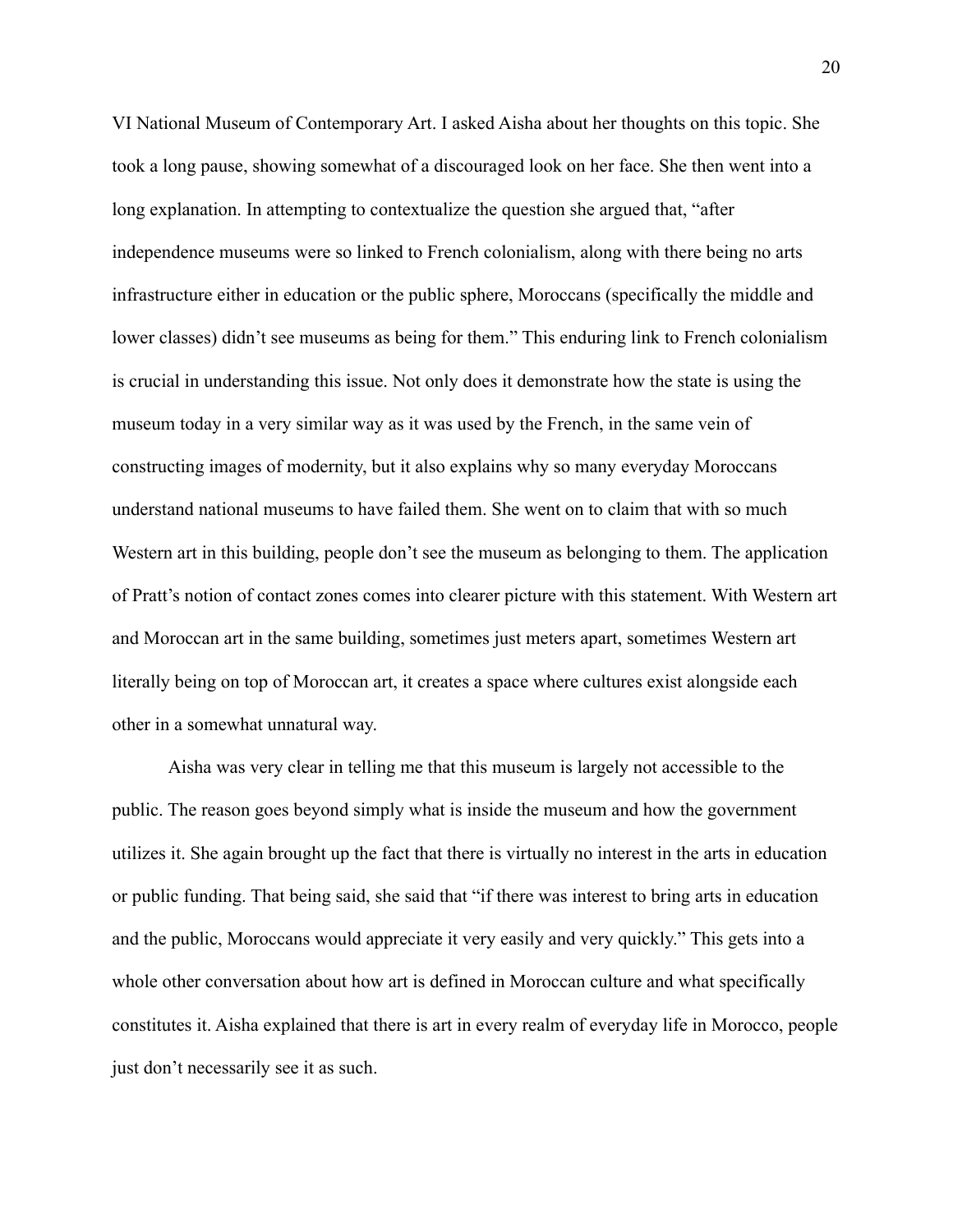VI National Museum of Contemporary Art. I asked Aisha about her thoughts on this topic. She took a long pause, showing somewhat of a discouraged look on her face. She then went into a long explanation. In attempting to contextualize the question she argued that, "after independence museums were so linked to French colonialism, along with there being no arts infrastructure either in education or the public sphere, Moroccans (specifically the middle and lower classes) didn't see museums as being for them." This enduring link to French colonialism is crucial in understanding this issue. Not only does it demonstrate how the state is using the museum today in a very similar way as it was used by the French, in the same vein of constructing images of modernity, but it also explains why so many everyday Moroccans understand national museums to have failed them. She went on to claim that with so much Western art in this building, people don't see the museum as belonging to them. The application of Pratt's notion of contact zones comes into clearer picture with this statement. With Western art and Moroccan art in the same building, sometimes just meters apart, sometimes Western art literally being on top of Moroccan art, it creates a space where cultures exist alongside each other in a somewhat unnatural way.

Aisha was very clear in telling me that this museum is largely not accessible to the public. The reason goes beyond simply what is inside the museum and how the government utilizes it. She again brought up the fact that there is virtually no interest in the arts in education or public funding. That being said, she said that "if there was interest to bring arts in education and the public, Moroccans would appreciate it very easily and very quickly." This gets into a whole other conversation about how art is defined in Moroccan culture and what specifically constitutes it. Aisha explained that there is art in every realm of everyday life in Morocco, people just don't necessarily see it as such.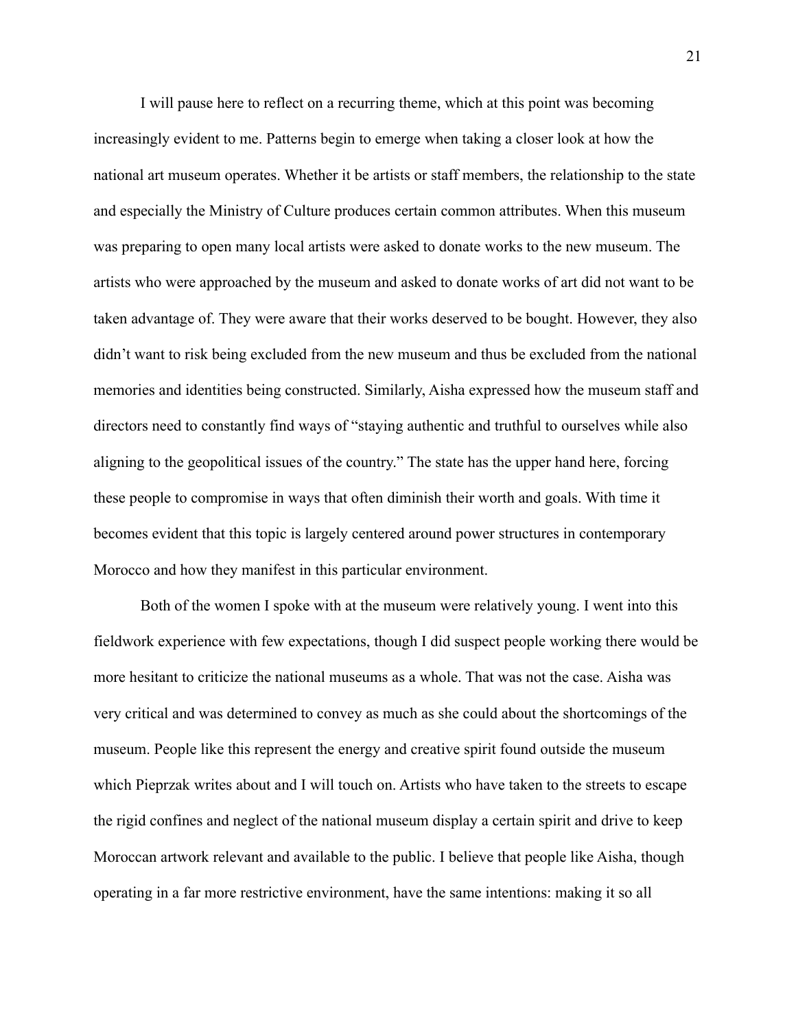I will pause here to reflect on a recurring theme, which at this point was becoming increasingly evident to me. Patterns begin to emerge when taking a closer look at how the national art museum operates. Whether it be artists or staff members, the relationship to the state and especially the Ministry of Culture produces certain common attributes. When this museum was preparing to open many local artists were asked to donate works to the new museum. The artists who were approached by the museum and asked to donate works of art did not want to be taken advantage of. They were aware that their works deserved to be bought. However, they also didn't want to risk being excluded from the new museum and thus be excluded from the national memories and identities being constructed. Similarly, Aisha expressed how the museum staff and directors need to constantly find ways of "staying authentic and truthful to ourselves while also aligning to the geopolitical issues of the country." The state has the upper hand here, forcing these people to compromise in ways that often diminish their worth and goals. With time it becomes evident that this topic is largely centered around power structures in contemporary Morocco and how they manifest in this particular environment.

Both of the women I spoke with at the museum were relatively young. I went into this fieldwork experience with few expectations, though I did suspect people working there would be more hesitant to criticize the national museums as a whole. That was not the case. Aisha was very critical and was determined to convey as much as she could about the shortcomings of the museum. People like this represent the energy and creative spirit found outside the museum which Pieprzak writes about and I will touch on. Artists who have taken to the streets to escape the rigid confines and neglect of the national museum display a certain spirit and drive to keep Moroccan artwork relevant and available to the public. I believe that people like Aisha, though operating in a far more restrictive environment, have the same intentions: making it so all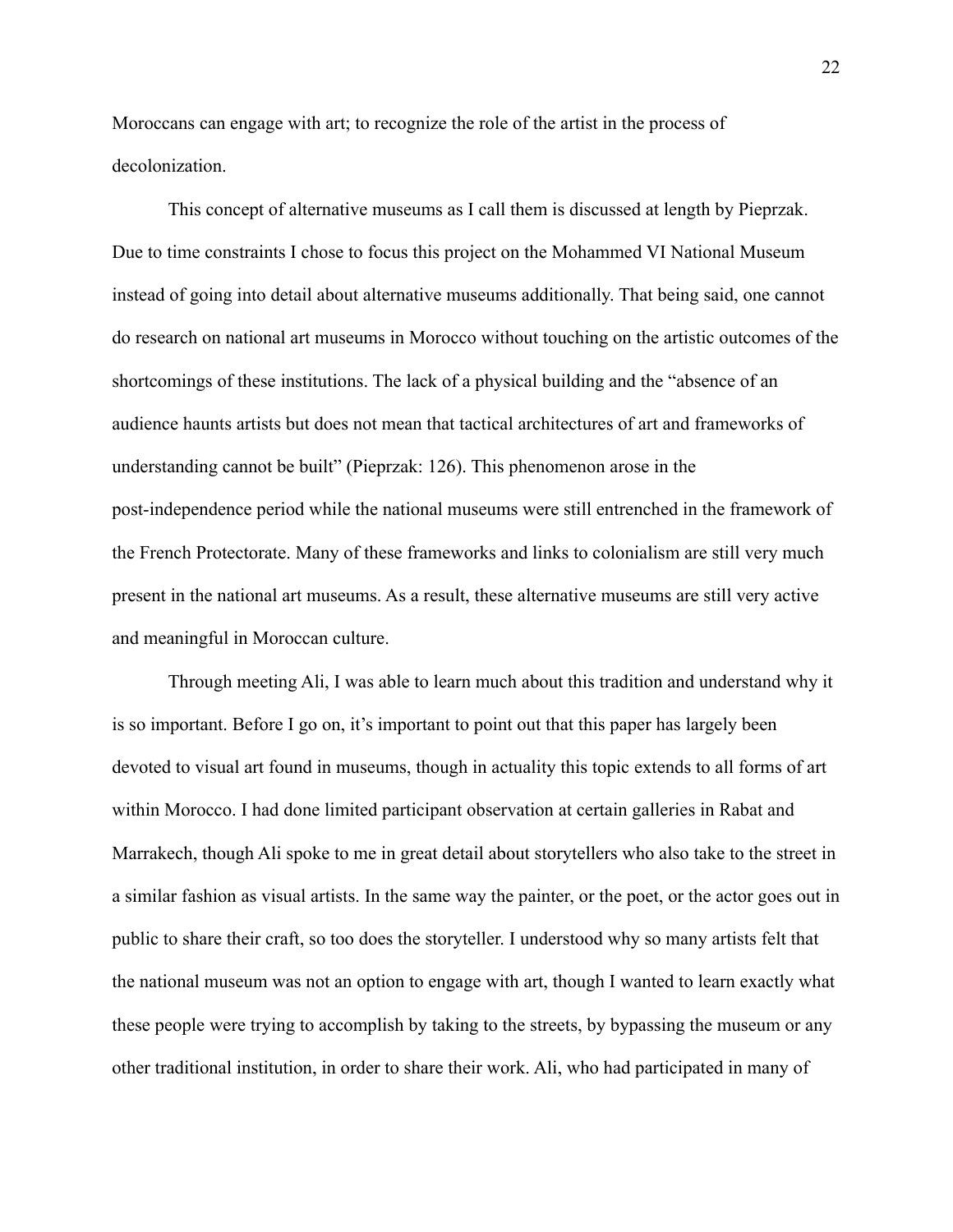Moroccans can engage with art; to recognize the role of the artist in the process of decolonization.

This concept of alternative museums as I call them is discussed at length by Pieprzak. Due to time constraints I chose to focus this project on the Mohammed VI National Museum instead of going into detail about alternative museums additionally. That being said, one cannot do research on national art museums in Morocco without touching on the artistic outcomes of the shortcomings of these institutions. The lack of a physical building and the "absence of an audience haunts artists but does not mean that tactical architectures of art and frameworks of understanding cannot be built" (Pieprzak: 126). This phenomenon arose in the post-independence period while the national museums were still entrenched in the framework of the French Protectorate. Many of these frameworks and links to colonialism are still very much present in the national art museums. As a result, these alternative museums are still very active and meaningful in Moroccan culture.

Through meeting Ali, I was able to learn much about this tradition and understand why it is so important. Before I go on, it's important to point out that this paper has largely been devoted to visual art found in museums, though in actuality this topic extends to all forms of art within Morocco. I had done limited participant observation at certain galleries in Rabat and Marrakech, though Ali spoke to me in great detail about storytellers who also take to the street in a similar fashion as visual artists. In the same way the painter, or the poet, or the actor goes out in public to share their craft, so too does the storyteller. I understood why so many artists felt that the national museum was not an option to engage with art, though I wanted to learn exactly what these people were trying to accomplish by taking to the streets, by bypassing the museum or any other traditional institution, in order to share their work. Ali, who had participated in many of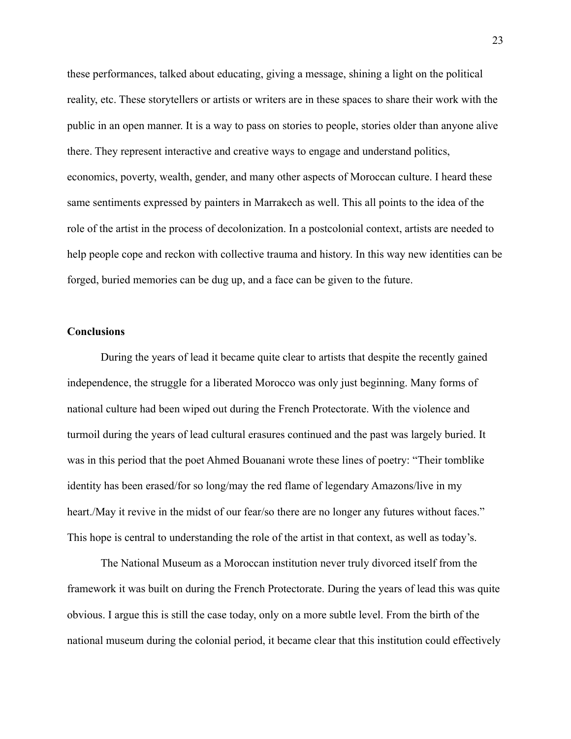these performances, talked about educating, giving a message, shining a light on the political reality, etc. These storytellers or artists or writers are in these spaces to share their work with the public in an open manner. It is a way to pass on stories to people, stories older than anyone alive there. They represent interactive and creative ways to engage and understand politics, economics, poverty, wealth, gender, and many other aspects of Moroccan culture. I heard these same sentiments expressed by painters in Marrakech as well. This all points to the idea of the role of the artist in the process of decolonization. In a postcolonial context, artists are needed to help people cope and reckon with collective trauma and history. In this way new identities can be forged, buried memories can be dug up, and a face can be given to the future.

## Conclusions

During the years of lead it became quite clear to artists that despite the recently gained independence, the struggle for a liberated Morocco was only just beginning. Many forms of national culture had been wiped out during the French Protectorate. With the violence and turmoil during the years of lead cultural erasures continued and the past was largely buried. It was in this period that the poet Ahmed Bouanani wrote these lines of poetry: "Their tomblike identity has been erased/for so long/may the red flame of legendary Amazons/live in my heart./May it revive in the midst of our fear/so there are no longer any futures without faces." This hope is central to understanding the role of the artist in that context, as well as today's.

The National Museum as a Moroccan institution never truly divorced itself from the framework it was built on during the French Protectorate. During the years of lead this was quite obvious. I argue this is still the case today, only on a more subtle level. From the birth of the national museum during the colonial period, it became clear that this institution could effectively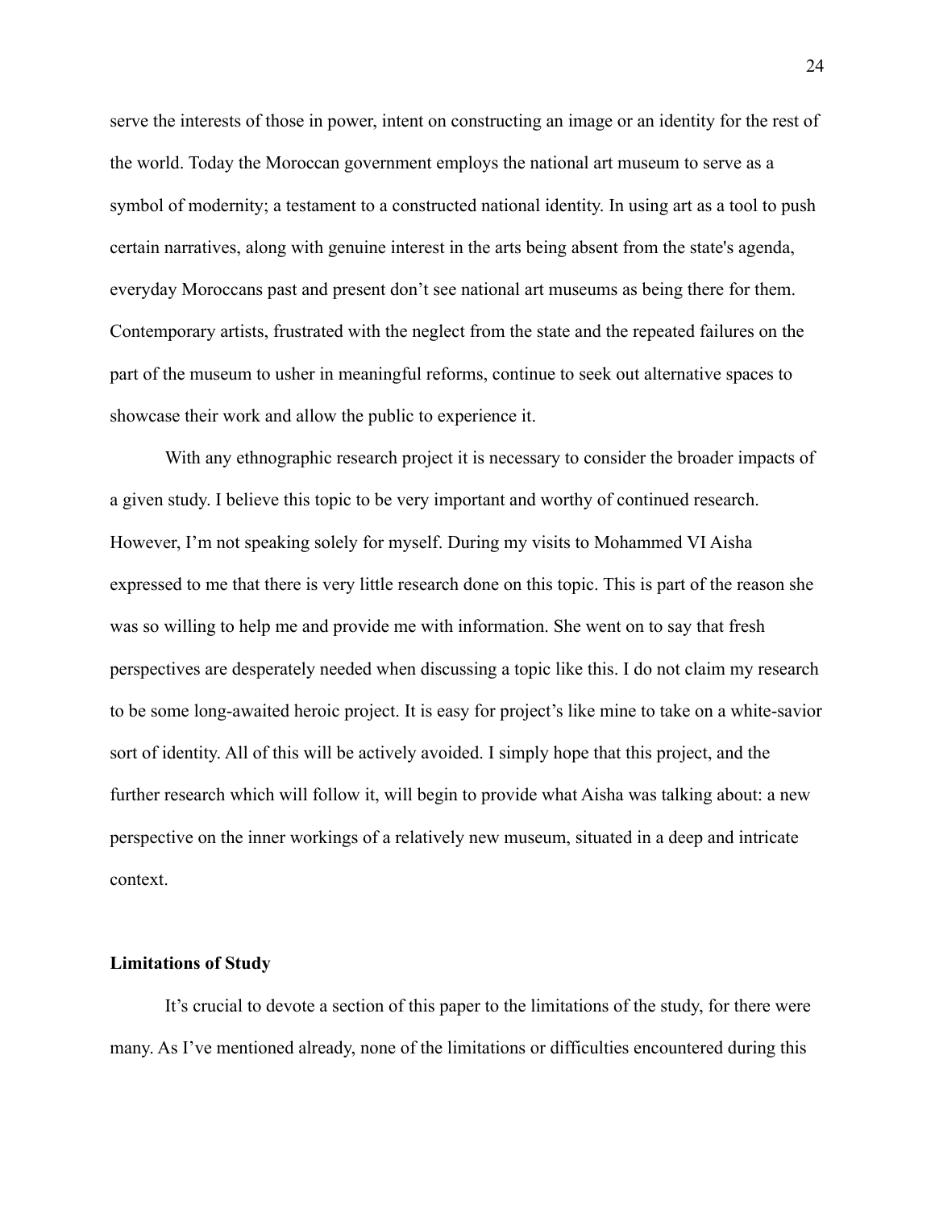serve the interests of those in power, intent on constructing an image or an identity for the rest of the world. Today the Moroccan government employs the national art museum to serve as a symbol of modernity; a testament to a constructed national identity. In using art as a tool to push certain narratives, along with genuine interest in the arts being absent from the state's agenda, everyday Moroccans past and present don't see national art museums as being there for them. Contemporary artists, frustrated with the neglect from the state and the repeated failures on the part of the museum to usher in meaningful reforms, continue to seek out alternative spaces to showcase their work and allow the public to experience it.

With any ethnographic research project it is necessary to consider the broader impacts of a given study. I believe this topic to be very important and worthy of continued research. However, I'm not speaking solely for myself. During my visits to Mohammed VI Aisha expressed to me that there is very little research done on this topic. This is part of the reason she was so willing to help me and provide me with information. She went on to say that fresh perspectives are desperately needed when discussing a topic like this. I do not claim my research to be some long-awaited heroic project. It is easy for project's like mine to take on a white-savior sort of identity. All of this will be actively avoided. I simply hope that this project, and the further research which will follow it, will begin to provide what Aisha was talking about: a new perspective on the inner workings of a relatively new museum, situated in a deep and intricate context.

## Limitations of Study

It's crucial to devote a section of this paper to the limitations of the study, for there were many. As I've mentioned already, none of the limitations or difficulties encountered during this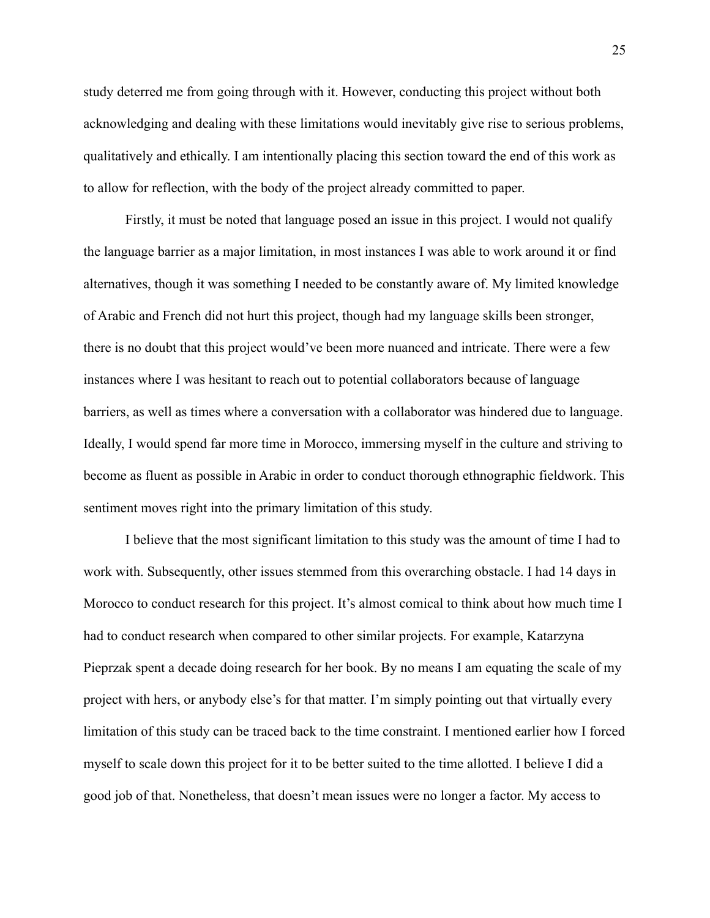study deterred me from going through with it. However, conducting this project without both acknowledging and dealing with these limitations would inevitably give rise to serious problems, qualitatively and ethically. I am intentionally placing this section toward the end of this work as to allow for reflection, with the body of the project already committed to paper.

Firstly, it must be noted that language posed an issue in this project. I would not qualify the language barrier as a major limitation, in most instances I was able to work around it or find alternatives, though it was something I needed to be constantly aware of. My limited knowledge of Arabic and French did not hurt this project, though had my language skills been stronger, there is no doubt that this project would've been more nuanced and intricate. There were a few instances where I was hesitant to reach out to potential collaborators because of language barriers, as well as times where a conversation with a collaborator was hindered due to language. Ideally, I would spend far more time in Morocco, immersing myself in the culture and striving to become as fluent as possible in Arabic in order to conduct thorough ethnographic fieldwork. This sentiment moves right into the primary limitation of this study.

I believe that the most significant limitation to this study was the amount of time I had to work with. Subsequently, other issues stemmed from this overarching obstacle. I had 14 days in Morocco to conduct research for this project. It's almost comical to think about how much time I had to conduct research when compared to other similar projects. For example, Katarzyna Pieprzak spent a decade doing research for her book. By no means I am equating the scale of my project with hers, or anybody else's for that matter. I'm simply pointing out that virtually every limitation of this study can be traced back to the time constraint. I mentioned earlier how I forced myself to scale down this project for it to be better suited to the time allotted. I believe I did a good job of that. Nonetheless, that doesn't mean issues were no longer a factor. My access to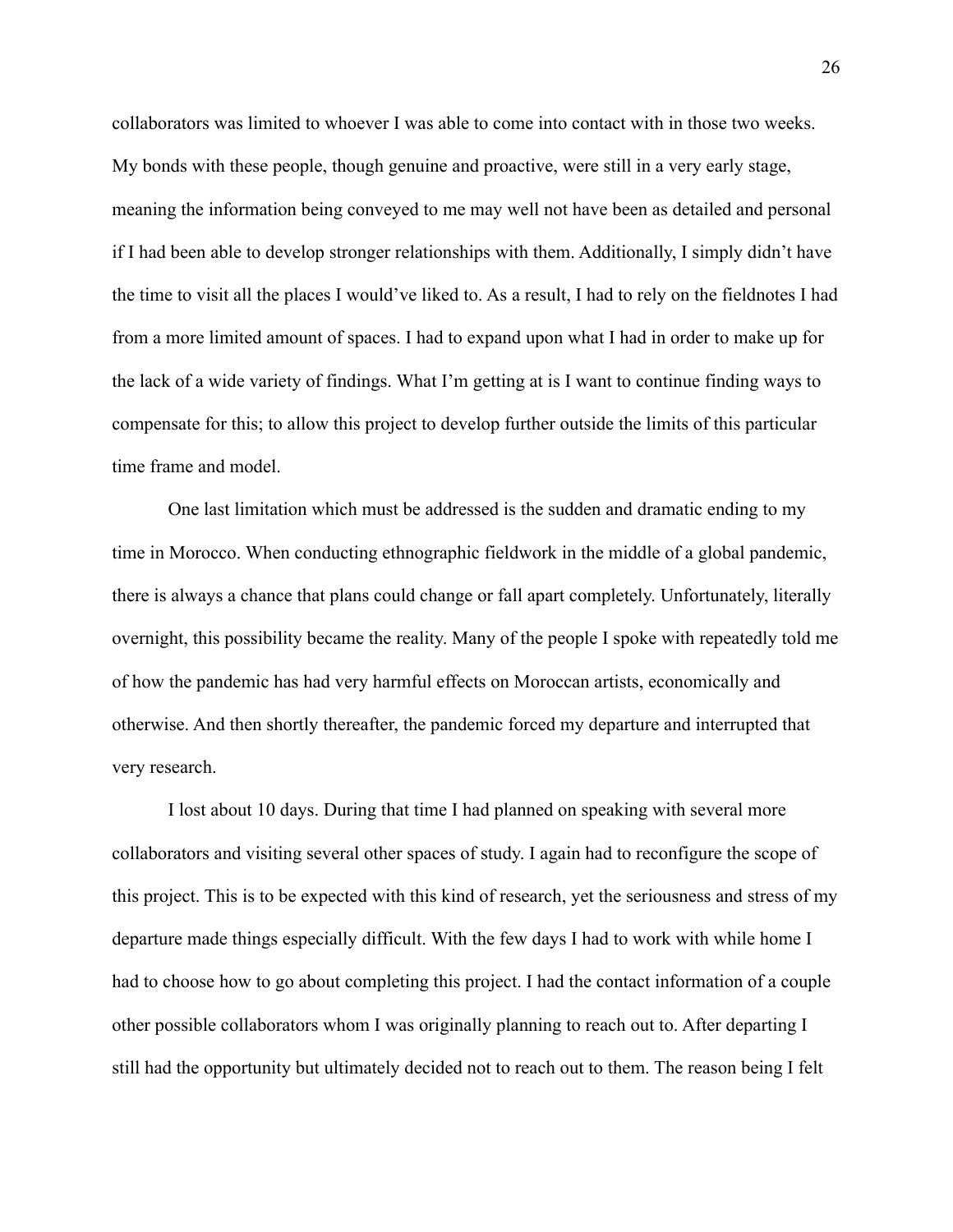collaborators was limited to whoever I was able to come into contact with in those two weeks. My bonds with these people, though genuine and proactive, were still in a very early stage, meaning the information being conveyed to me may well not have been as detailed and personal if I had been able to develop stronger relationships with them. Additionally, I simply didn't have the time to visit all the places I would've liked to. As a result, I had to rely on the fieldnotes I had from a more limited amount of spaces. I had to expand upon what I had in order to make up for the lack of a wide variety of findings. What I'm getting at is I want to continue finding ways to compensate for this; to allow this project to develop further outside the limits of this particular time frame and model.

One last limitation which must be addressed is the sudden and dramatic ending to my time in Morocco. When conducting ethnographic fieldwork in the middle of a global pandemic, there is always a chance that plans could change or fall apart completely. Unfortunately, literally overnight, this possibility became the reality. Many of the people I spoke with repeatedly told me of how the pandemic has had very harmful effects on Moroccan artists, economically and otherwise. And then shortly thereafter, the pandemic forced my departure and interrupted that very research.

I lost about 10 days. During that time I had planned on speaking with several more collaborators and visiting several other spaces of study. I again had to reconfigure the scope of this project. This is to be expected with this kind of research, yet the seriousness and stress of my departure made things especially difficult. With the few days I had to work with while home I had to choose how to go about completing this project. I had the contact information of a couple other possible collaborators whom I was originally planning to reach out to. After departing I still had the opportunity but ultimately decided not to reach out to them. The reason being I felt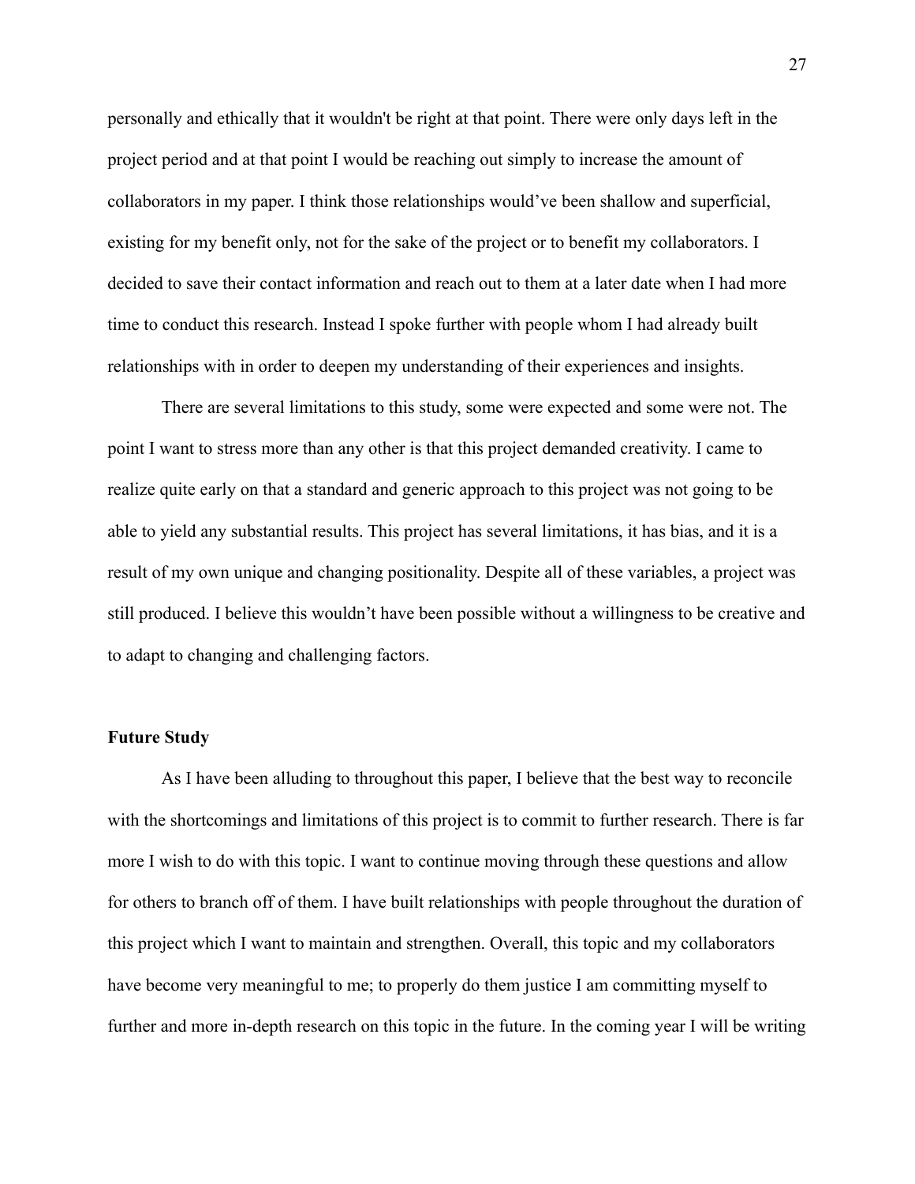personally and ethically that it wouldn't be right at that point. There were only days left in the project period and at that point I would be reaching out simply to increase the amount of collaborators in my paper. I think those relationships would've been shallow and superficial, existing for my benefit only, not for the sake of the project or to benefit my collaborators. I decided to save their contact information and reach out to them at a later date when I had more time to conduct this research. Instead I spoke further with people whom I had already built relationships with in order to deepen my understanding of their experiences and insights.

There are several limitations to this study, some were expected and some were not. The point I want to stress more than any other is that this project demanded creativity. I came to realize quite early on that a standard and generic approach to this project was not going to be able to yield any substantial results. This project has several limitations, it has bias, and it is a result of my own unique and changing positionality. Despite all of these variables, a project was still produced. I believe this wouldn't have been possible without a willingness to be creative and to adapt to changing and challenging factors.

**Future Study**

As I have been alluding to throughout this paper, I believe that the best way to reconcile with the shortcomings and limitations of this project is to commit to further research. There is far more I wish to do with this topic. I want to continue moving through these questions and allow for others to branch off of them. I have built relationships with people throughout the duration of this project which I want to maintain and strengthen. Overall, this topic and my collaborators have become very meaningful to me; to properly do them justice I am committing myself to further and more in-depth research on this topic in the future. In the coming year I will be writing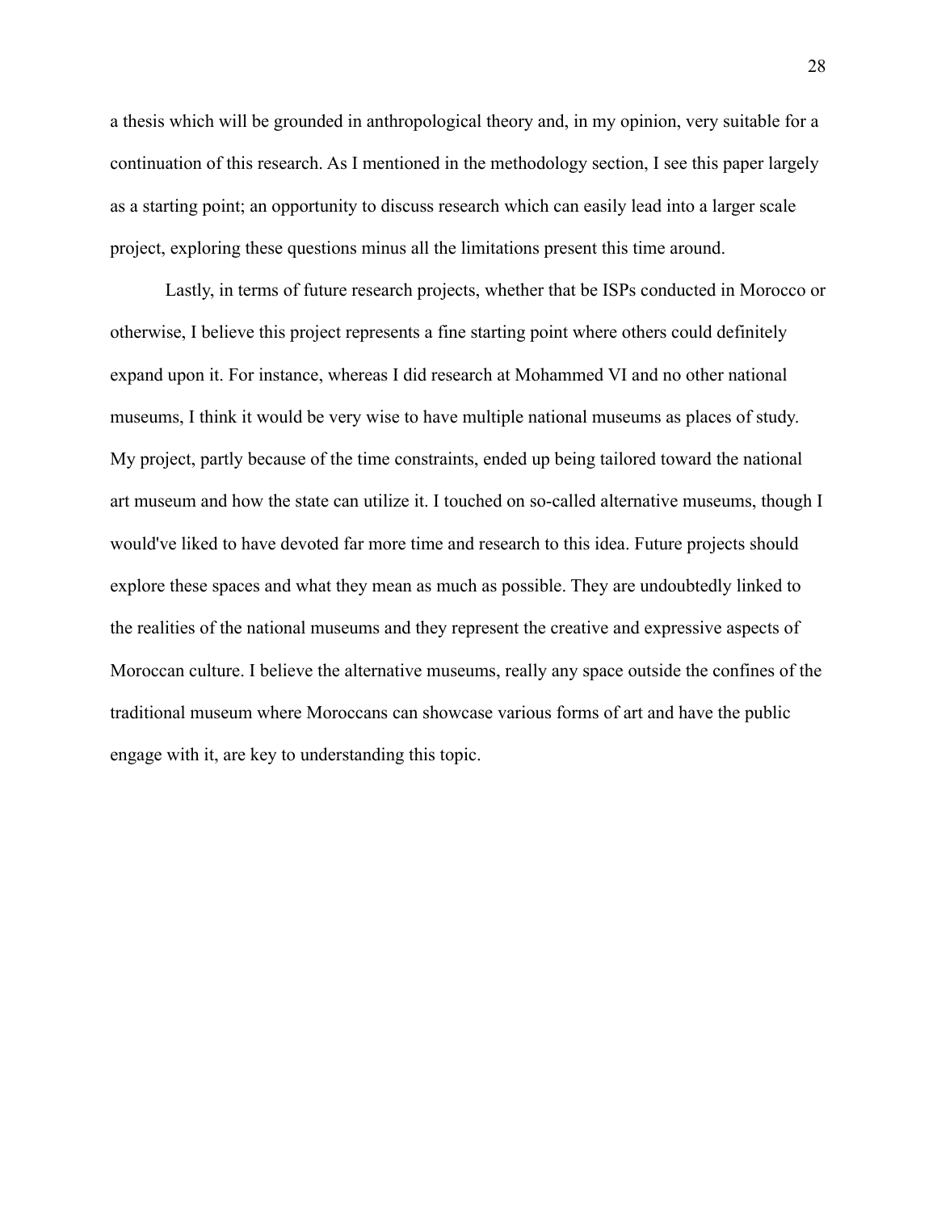a thesis which will be grounded in anthropological theory and, in my opinion, very suitable for a continuation of this research. As I mentioned in the methodology section, I see this paper largely as a starting point; an opportunity to discuss research which can easily lead into a larger scale project, exploring these questions minus all the limitations present this time around.

Lastly, in terms of future research projects, whether that be ISPs conducted in Morocco or otherwise, I believe this project represents a fine starting point where others could definitely expand upon it. For instance, whereas I did research at Mohammed VI and no other national museums, I think it would be very wise to have multiple national museums as places of study. My project, partly because of the time constraints, ended up being tailored toward the national art museum and how the state can utilize it. I touched on so-called alternative museums, though I would've liked to have devoted far more time and research to this idea. Future projects should explore these spaces and what they mean as much as possible. They are undoubtedly linked to the realities of the national museums and they represent the creative and expressive aspects of Moroccan culture. I believe the alternative museums, really any space outside the confines of the traditional museum where Moroccans can showcase various forms of art and have the public engage with it, are key to understanding this topic.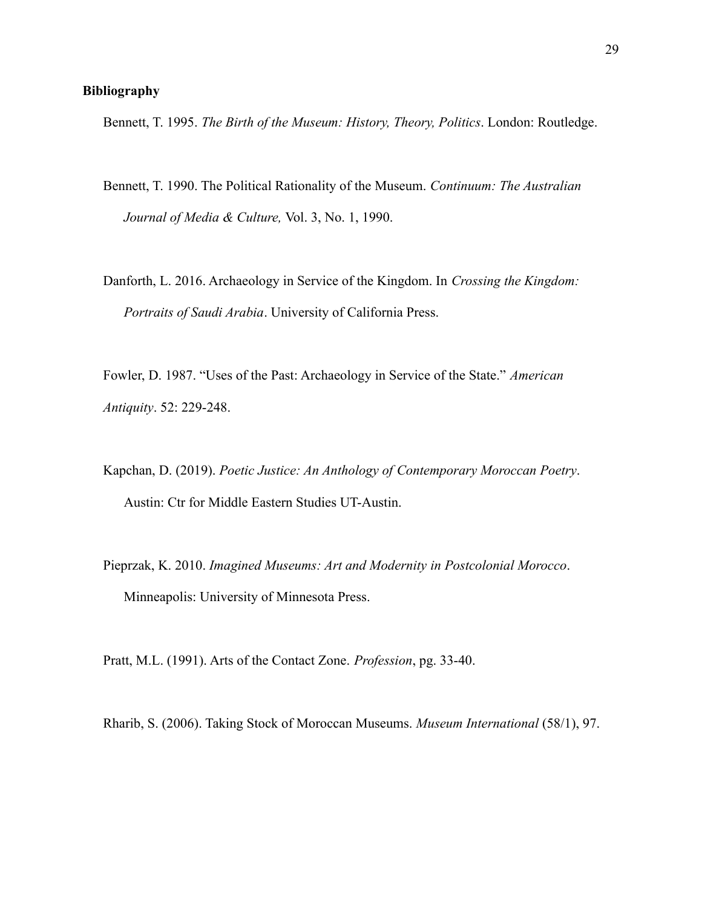**Bibliography**

Bennett, T. 1995. *The Birth of the Museum: History, Theory, Politics*. London: Routledge.

Bennett, T. 1990. The Political Rationality of the Museum. *Continuum: The Australian Journal of Media & Culture,* Vol. 3, No. 1, 1990.

Danforth, L. 2016. Archaeology in Service of the Kingdom. In *Crossing the Kingdom: Portraits of Saudi Arabia*. University of California Press.

Fowler, D. 1987. "Uses of the Past: Archaeology in Service of the State." *American Antiquity*. 52: 229-248.

Kapchan, D. (2019). *Poetic Justice: An Anthology of Contemporary Moroccan Poetry*. Austin: Ctr for Middle Eastern Studies UT-Austin.

Pieprzak, K. 2010. *Imagined Museums: Art and Modernity in Postcolonial Morocco*. Minneapolis: University of Minnesota Press.

Pratt, M.L. (1991). Arts of the Contact Zone. *Profession*, pg. 33-40.

Rharib, S. (2006). Taking Stock of Moroccan Museums. *Museum International* (58/1), 97.